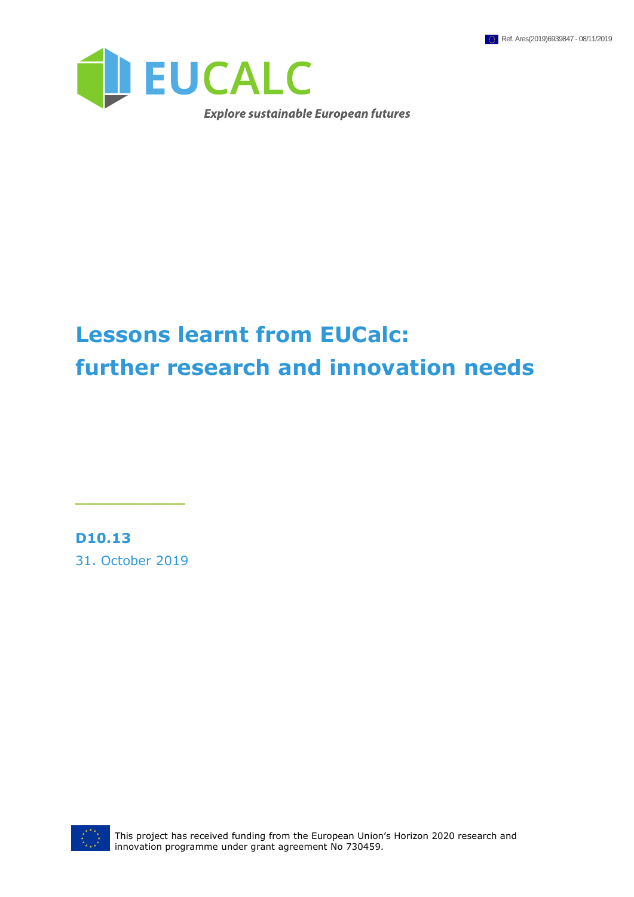Ref. Ares(2019)6939847 - 08/11/2019

EUCALC

*Explore sustainable European futures*

# Lessons learnt from EUCalc: further research and innovation needs

**D10.13**

31. October 2019

This project has received funding from the European Union's Horizon 2020 research and innovation programme under grant agreement No 730459.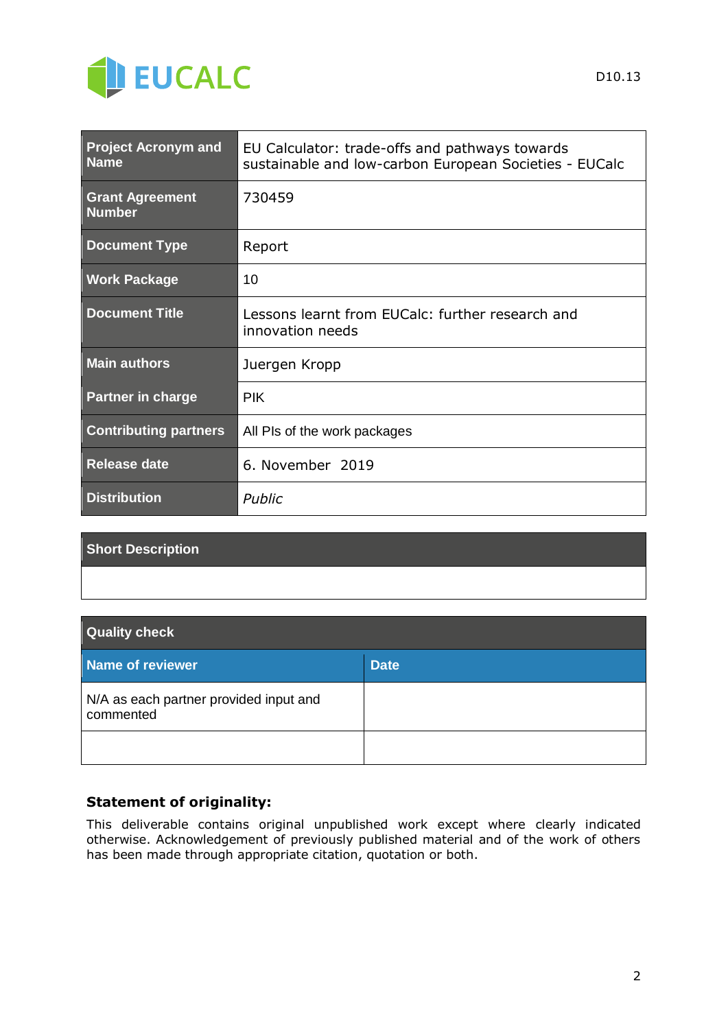| Project Acronym and Name | EU Calculator: trade-offs and pathways towards sustainable and low-carbon European Societies - EUCalc |
|---|---|
| Grant Agreement Number | 730459 |
| Document Type | Report |
| Work Package | 10 |
| Document Title | Lessons learnt from EUCalc: further research and innovation needs |
| Main authors | Juergen Kropp |
| Partner in charge | PIK |
| Contributing partners | All PIs of the work packages |
| Release date | 6. November 2019 |
| Distribution | *Public* |

| Short Description |
|---|
| |

| Quality check | |
|---|---|
| **Name of reviewer** | **Date** |
| N/A as each partner provided input and commented | |
| | |

**Statement of originality:**

This deliverable contains original unpublished work except where clearly indicated otherwise. Acknowledgement of previously published material and of the work of others has been made through appropriate citation, quotation or both.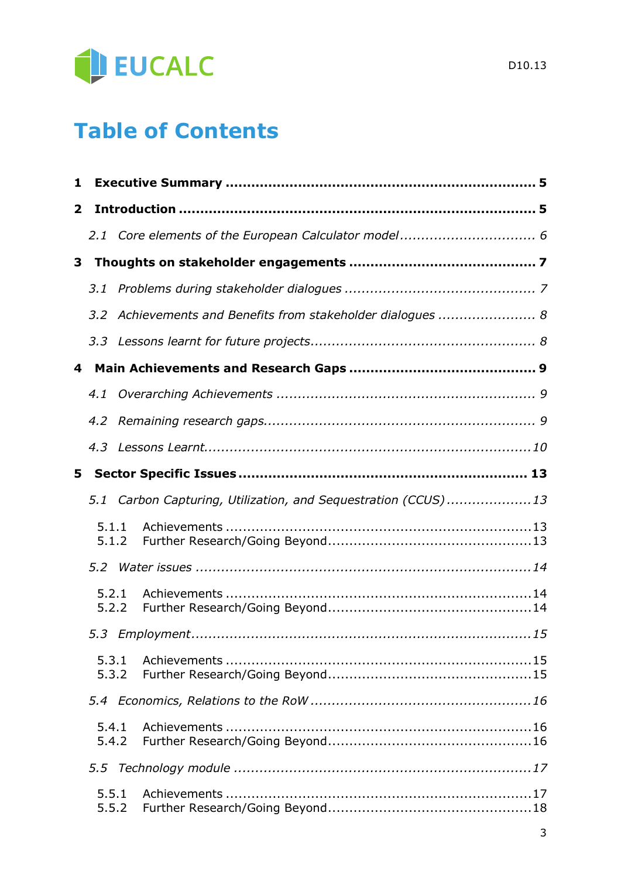# Table of Contents

**1 Executive Summary** ........................................................................ **5**

**2 Introduction** .................................................................................. **5**

*2.1 Core elements of the European Calculator model* ................................ *6*

**3 Thoughts on stakeholder engagements** ........................................... **7**

*3.1 Problems during stakeholder dialogues* ............................................. *7*

*3.2 Achievements and Benefits from stakeholder dialogues* ....................... *8*

*3.3 Lessons learnt for future projects* ..................................................... *8*

**4 Main Achievements and Research Gaps** ........................................... **9**

*4.1 Overarching Achievements* .............................................................. *9*

*4.2 Remaining research gaps* ................................................................. *9*

*4.3 Lessons Learnt* .............................................................................. *10*

**5 Sector Specific Issues** ................................................................... **13**

*5.1 Carbon Capturing, Utilization, and Sequestration (CCUS)* .................... *13*

5.1.1 Achievements ........................................................................ 13
5.1.2 Further Research/Going Beyond ............................................... 13

*5.2 Water issues* ................................................................................ *14*

5.2.1 Achievements ........................................................................ 14
5.2.2 Further Research/Going Beyond ............................................... 14

*5.3 Employment* ................................................................................. *15*

5.3.1 Achievements ........................................................................ 15
5.3.2 Further Research/Going Beyond ............................................... 15

*5.4 Economics, Relations to the RoW* .................................................... *16*

5.4.1 Achievements ........................................................................ 16
5.4.2 Further Research/Going Beyond ............................................... 16

*5.5 Technology module* ........................................................................ *17*

5.5.1 Achievements ........................................................................ 17
5.5.2 Further Research/Going Beyond ............................................... 18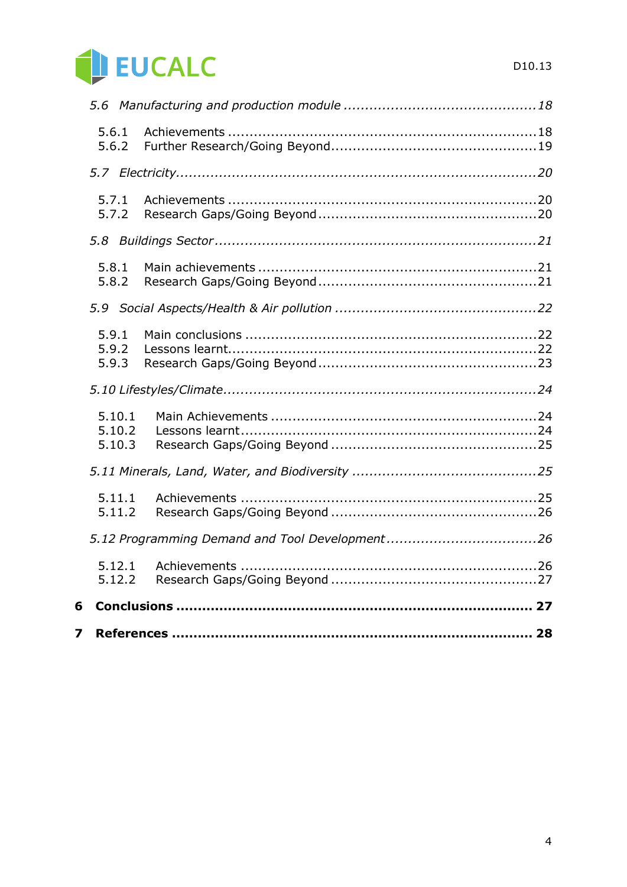*5.6 Manufacturing and production module* ............................................ *18*

5.6.1 Achievements ........................................................................ 18
5.6.2 Further Research/Going Beyond ................................................ 19

*5.7 Electricity* .................................................................................. *20*

5.7.1 Achievements ........................................................................ 20
5.7.2 Research Gaps/Going Beyond ................................................... 20

*5.8 Buildings Sector* .......................................................................... *21*

5.8.1 Main achievements ................................................................. 21
5.8.2 Research Gaps/Going Beyond ................................................... 21

*5.9 Social Aspects/Health & Air pollution* .............................................. *22*

5.9.1 Main conclusions ................................................................... 22
5.9.2 Lessons learnt ....................................................................... 22
5.9.3 Research Gaps/Going Beyond ................................................... 23

*5.10 Lifestyles/Climate* ....................................................................... *24*

5.10.1 Main Achievements ............................................................. 24
5.10.2 Lessons learnt ..................................................................... 24
5.10.3 Research Gaps/Going Beyond ................................................ 25

*5.11 Minerals, Land, Water, and Biodiversity* .......................................... *25*

5.11.1 Achievements ...................................................................... 25
5.11.2 Research Gaps/Going Beyond ................................................ 26

*5.12 Programming Demand and Tool Development* ................................... *26*

5.12.1 Achievements ...................................................................... 26
5.12.2 Research Gaps/Going Beyond ................................................ 27

**6 Conclusions ..................................................................................... 27**

**7 References ...................................................................................... 28**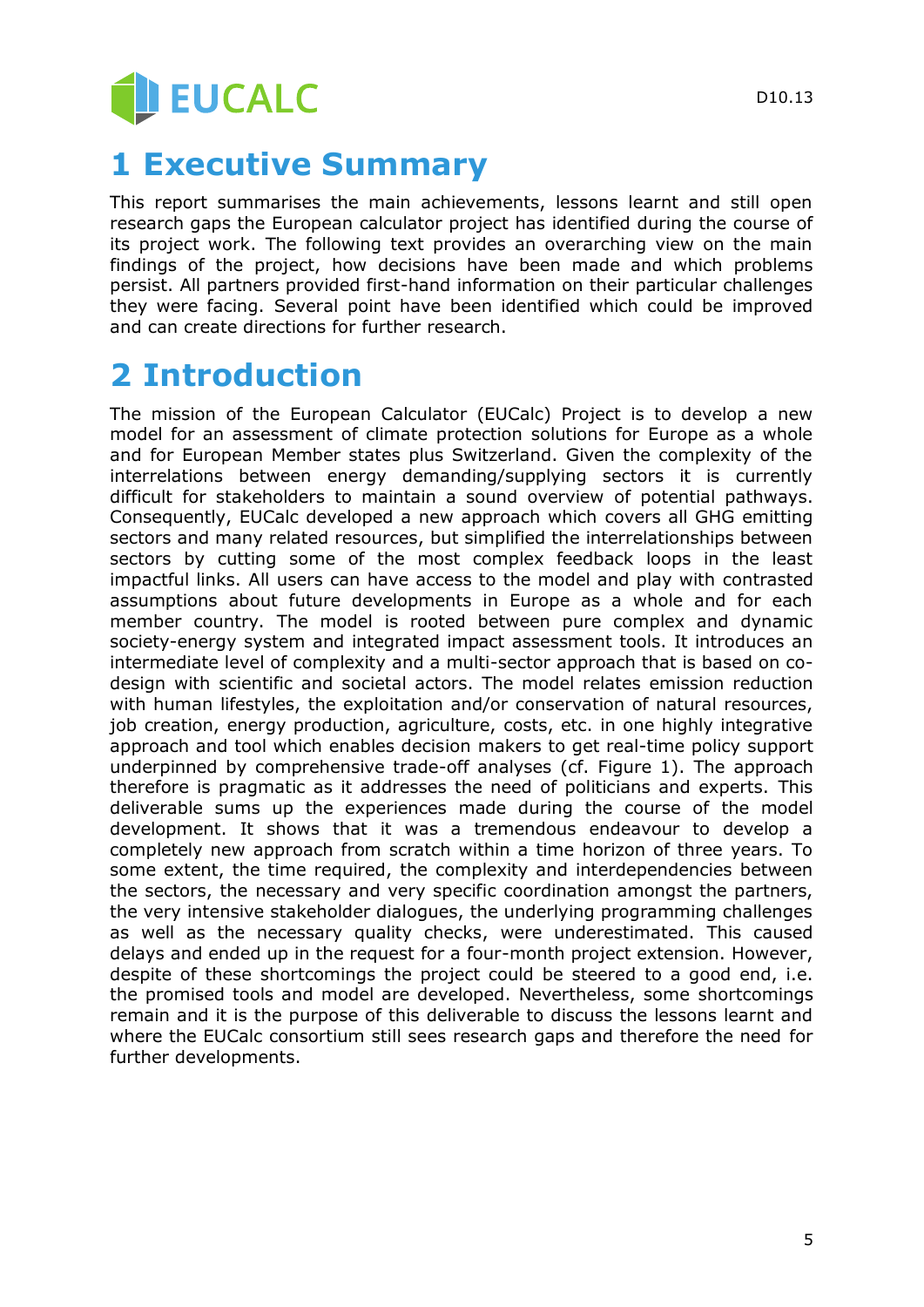# 1 Executive Summary

This report summarises the main achievements, lessons learnt and still open research gaps the European calculator project has identified during the course of its project work. The following text provides an overarching view on the main findings of the project, how decisions have been made and which problems persist. All partners provided first-hand information on their particular challenges they were facing. Several point have been identified which could be improved and can create directions for further research.

# 2 Introduction

The mission of the European Calculator (EUCalc) Project is to develop a new model for an assessment of climate protection solutions for Europe as a whole and for European Member states plus Switzerland. Given the complexity of the interrelations between energy demanding/supplying sectors it is currently difficult for stakeholders to maintain a sound overview of potential pathways. Consequently, EUCalc developed a new approach which covers all GHG emitting sectors and many related resources, but simplified the interrelationships between sectors by cutting some of the most complex feedback loops in the least impactful links. All users can have access to the model and play with contrasted assumptions about future developments in Europe as a whole and for each member country. The model is rooted between pure complex and dynamic society-energy system and integrated impact assessment tools. It introduces an intermediate level of complexity and a multi-sector approach that is based on co-design with scientific and societal actors. The model relates emission reduction with human lifestyles, the exploitation and/or conservation of natural resources, job creation, energy production, agriculture, costs, etc. in one highly integrative approach and tool which enables decision makers to get real-time policy support underpinned by comprehensive trade-off analyses (cf. Figure 1). The approach therefore is pragmatic as it addresses the need of politicians and experts. This deliverable sums up the experiences made during the course of the model development. It shows that it was a tremendous endeavour to develop a completely new approach from scratch within a time horizon of three years. To some extent, the time required, the complexity and interdependencies between the sectors, the necessary and very specific coordination amongst the partners, the very intensive stakeholder dialogues, the underlying programming challenges as well as the necessary quality checks, were underestimated. This caused delays and ended up in the request for a four-month project extension. However, despite of these shortcomings the project could be steered to a good end, i.e. the promised tools and model are developed. Nevertheless, some shortcomings remain and it is the purpose of this deliverable to discuss the lessons learnt and where the EUCalc consortium still sees research gaps and therefore the need for further developments.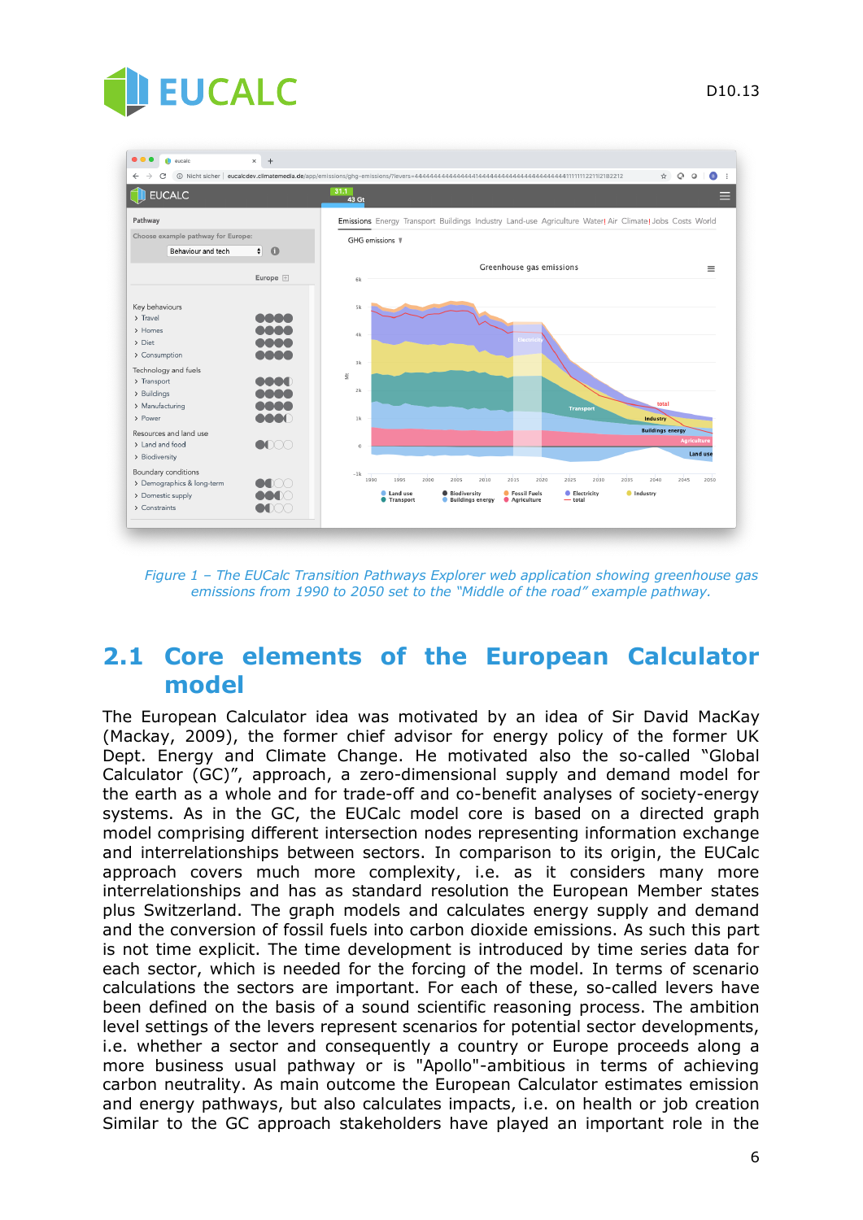*Figure 1 – The EUCalc Transition Pathways Explorer web application showing greenhouse gas emissions from 1990 to 2050 set to the "Middle of the road" example pathway.*

## 2.1 Core elements of the European Calculator model

The European Calculator idea was motivated by an idea of Sir David MacKay (Mackay, 2009), the former chief advisor for energy policy of the former UK Dept. Energy and Climate Change. He motivated also the so-called "Global Calculator (GC)", approach, a zero-dimensional supply and demand model for the earth as a whole and for trade-off and co-benefit analyses of society-energy systems. As in the GC, the EUCalc model core is based on a directed graph model comprising different intersection nodes representing information exchange and interrelationships between sectors. In comparison to its origin, the EUCalc approach covers much more complexity, i.e. as it considers many more interrelationships and has as standard resolution the European Member states plus Switzerland. The graph models and calculates energy supply and demand and the conversion of fossil fuels into carbon dioxide emissions. As such this part is not time explicit. The time development is introduced by time series data for each sector, which is needed for the forcing of the model. In terms of scenario calculations the sectors are important. For each of these, so-called levers have been defined on the basis of a sound scientific reasoning process. The ambition level settings of the levers represent scenarios for potential sector developments, i.e. whether a sector and consequently a country or Europe proceeds along a more business usual pathway or is "Apollo"-ambitious in terms of achieving carbon neutrality. As main outcome the European Calculator estimates emission and energy pathways, but also calculates impacts, i.e. on health or job creation Similar to the GC approach stakeholders have played an important role in the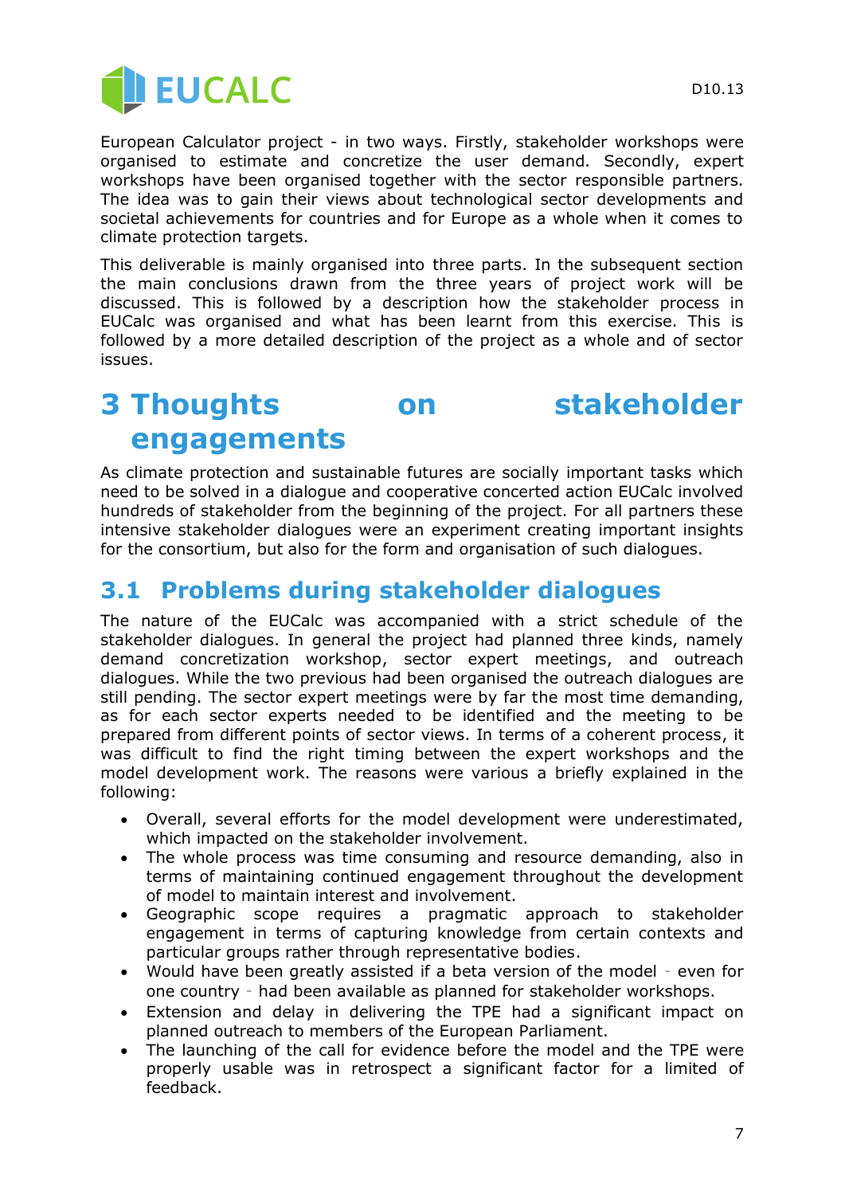European Calculator project - in two ways. Firstly, stakeholder workshops were organised to estimate and concretize the user demand. Secondly, expert workshops have been organised together with the sector responsible partners. The idea was to gain their views about technological sector developments and societal achievements for countries and for Europe as a whole when it comes to climate protection targets.

This deliverable is mainly organised into three parts. In the subsequent section the main conclusions drawn from the three years of project work will be discussed. This is followed by a description how the stakeholder process in EUCalc was organised and what has been learnt from this exercise. This is followed by a more detailed description of the project as a whole and of sector issues.

# 3 Thoughts on stakeholder engagements

As climate protection and sustainable futures are socially important tasks which need to be solved in a dialogue and cooperative concerted action EUCalc involved hundreds of stakeholder from the beginning of the project. For all partners these intensive stakeholder dialogues were an experiment creating important insights for the consortium, but also for the form and organisation of such dialogues.

## 3.1 Problems during stakeholder dialogues

The nature of the EUCalc was accompanied with a strict schedule of the stakeholder dialogues. In general the project had planned three kinds, namely demand concretization workshop, sector expert meetings, and outreach dialogues. While the two previous had been organised the outreach dialogues are still pending. The sector expert meetings were by far the most time demanding, as for each sector experts needed to be identified and the meeting to be prepared from different points of sector views. In terms of a coherent process, it was difficult to find the right timing between the expert workshops and the model development work. The reasons were various a briefly explained in the following:

- Overall, several efforts for the model development were underestimated, which impacted on the stakeholder involvement.
- The whole process was time consuming and resource demanding, also in terms of maintaining continued engagement throughout the development of model to maintain interest and involvement.
- Geographic scope requires a pragmatic approach to stakeholder engagement in terms of capturing knowledge from certain contexts and particular groups rather through representative bodies.
- Would have been greatly assisted if a beta version of the model - even for one country - had been available as planned for stakeholder workshops.
- Extension and delay in delivering the TPE had a significant impact on planned outreach to members of the European Parliament.
- The launching of the call for evidence before the model and the TPE were properly usable was in retrospect a significant factor for a limited of feedback.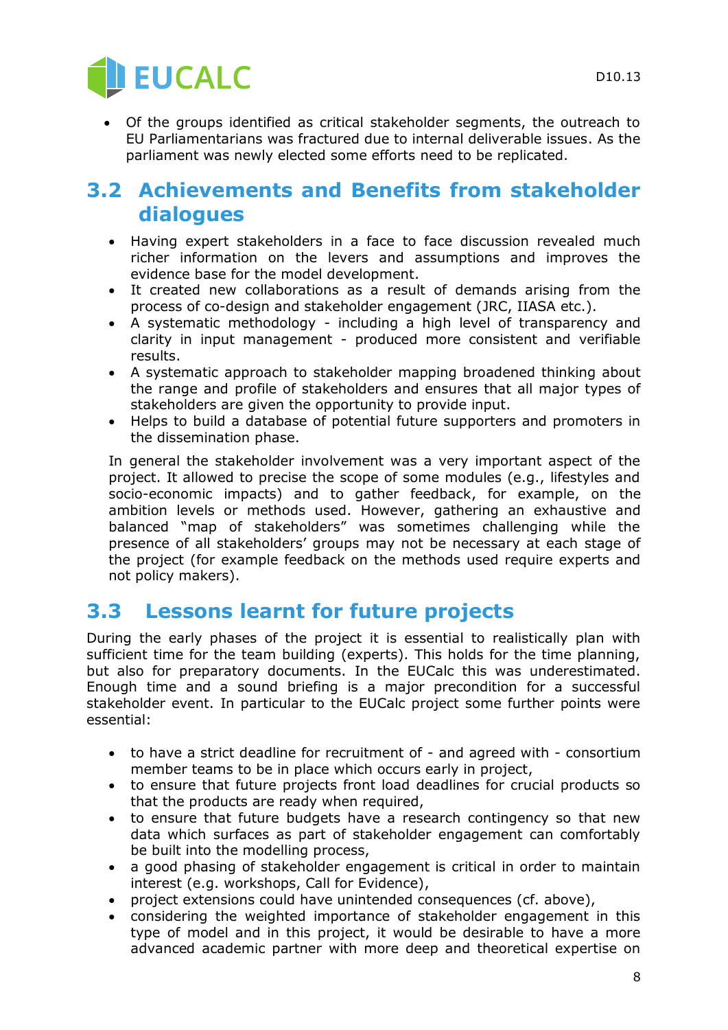- Of the groups identified as critical stakeholder segments, the outreach to EU Parliamentarians was fractured due to internal deliverable issues. As the parliament was newly elected some efforts need to be replicated.

## 3.2 Achievements and Benefits from stakeholder dialogues

- Having expert stakeholders in a face to face discussion revealed much richer information on the levers and assumptions and improves the evidence base for the model development.
- It created new collaborations as a result of demands arising from the process of co-design and stakeholder engagement (JRC, IIASA etc.).
- A systematic methodology - including a high level of transparency and clarity in input management - produced more consistent and verifiable results.
- A systematic approach to stakeholder mapping broadened thinking about the range and profile of stakeholders and ensures that all major types of stakeholders are given the opportunity to provide input.
- Helps to build a database of potential future supporters and promoters in the dissemination phase.

In general the stakeholder involvement was a very important aspect of the project. It allowed to precise the scope of some modules (e.g., lifestyles and socio-economic impacts) and to gather feedback, for example, on the ambition levels or methods used. However, gathering an exhaustive and balanced "map of stakeholders" was sometimes challenging while the presence of all stakeholders' groups may not be necessary at each stage of the project (for example feedback on the methods used require experts and not policy makers).

## 3.3 Lessons learnt for future projects

During the early phases of the project it is essential to realistically plan with sufficient time for the team building (experts). This holds for the time planning, but also for preparatory documents. In the EUCalc this was underestimated. Enough time and a sound briefing is a major precondition for a successful stakeholder event. In particular to the EUCalc project some further points were essential:

- to have a strict deadline for recruitment of - and agreed with - consortium member teams to be in place which occurs early in project,
- to ensure that future projects front load deadlines for crucial products so that the products are ready when required,
- to ensure that future budgets have a research contingency so that new data which surfaces as part of stakeholder engagement can comfortably be built into the modelling process,
- a good phasing of stakeholder engagement is critical in order to maintain interest (e.g. workshops, Call for Evidence),
- project extensions could have unintended consequences (cf. above),
- considering the weighted importance of stakeholder engagement in this type of model and in this project, it would be desirable to have a more advanced academic partner with more deep and theoretical expertise on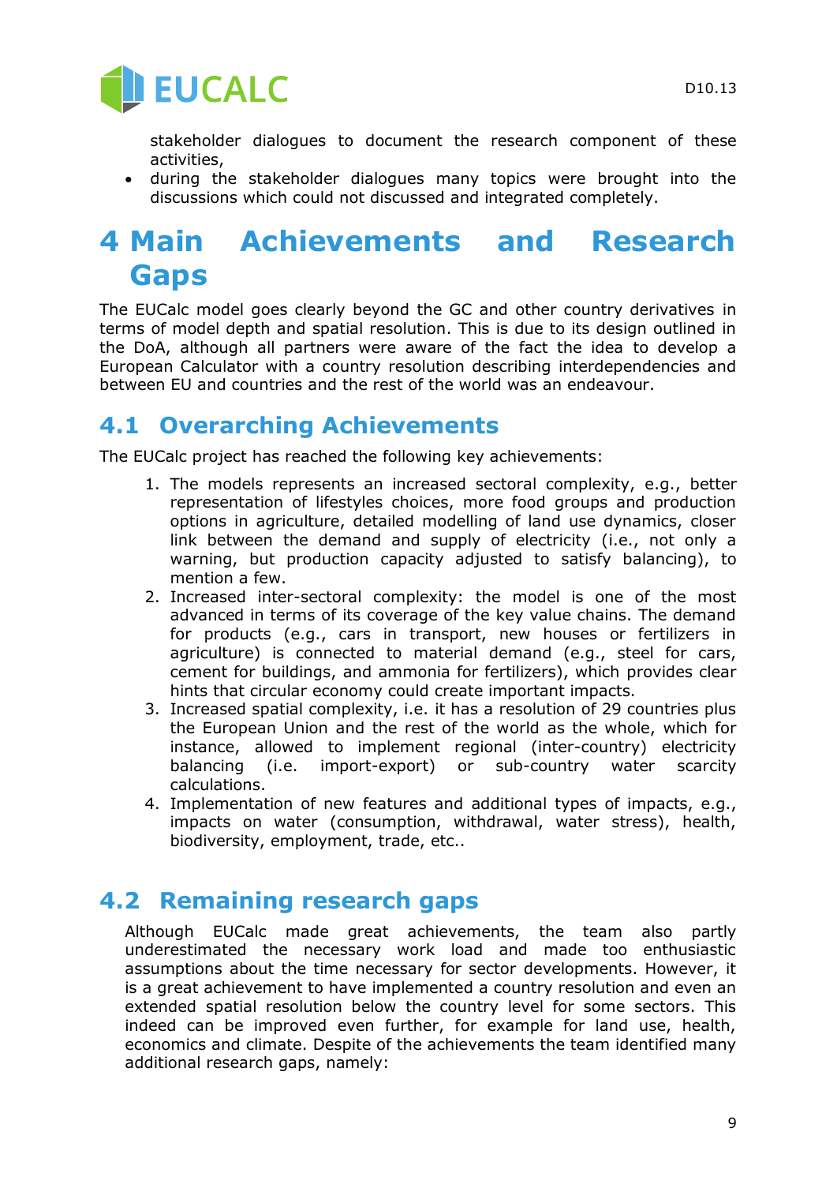stakeholder dialogues to document the research component of these activities,

- during the stakeholder dialogues many topics were brought into the discussions which could not discussed and integrated completely.

# 4 Main Achievements and Research Gaps

The EUCalc model goes clearly beyond the GC and other country derivatives in terms of model depth and spatial resolution. This is due to its design outlined in the DoA, although all partners were aware of the fact the idea to develop a European Calculator with a country resolution describing interdependencies and between EU and countries and the rest of the world was an endeavour.

## 4.1 Overarching Achievements

The EUCalc project has reached the following key achievements:

1. The models represents an increased sectoral complexity, e.g., better representation of lifestyles choices, more food groups and production options in agriculture, detailed modelling of land use dynamics, closer link between the demand and supply of electricity (i.e., not only a warning, but production capacity adjusted to satisfy balancing), to mention a few.
2. Increased inter-sectoral complexity: the model is one of the most advanced in terms of its coverage of the key value chains. The demand for products (e.g., cars in transport, new houses or fertilizers in agriculture) is connected to material demand (e.g., steel for cars, cement for buildings, and ammonia for fertilizers), which provides clear hints that circular economy could create important impacts.
3. Increased spatial complexity, i.e. it has a resolution of 29 countries plus the European Union and the rest of the world as the whole, which for instance, allowed to implement regional (inter-country) electricity balancing (i.e. import-export) or sub-country water scarcity calculations.
4. Implementation of new features and additional types of impacts, e.g., impacts on water (consumption, withdrawal, water stress), health, biodiversity, employment, trade, etc..

## 4.2 Remaining research gaps

Although EUCalc made great achievements, the team also partly underestimated the necessary work load and made too enthusiastic assumptions about the time necessary for sector developments. However, it is a great achievement to have implemented a country resolution and even an extended spatial resolution below the country level for some sectors. This indeed can be improved even further, for example for land use, health, economics and climate. Despite of the achievements the team identified many additional research gaps, namely: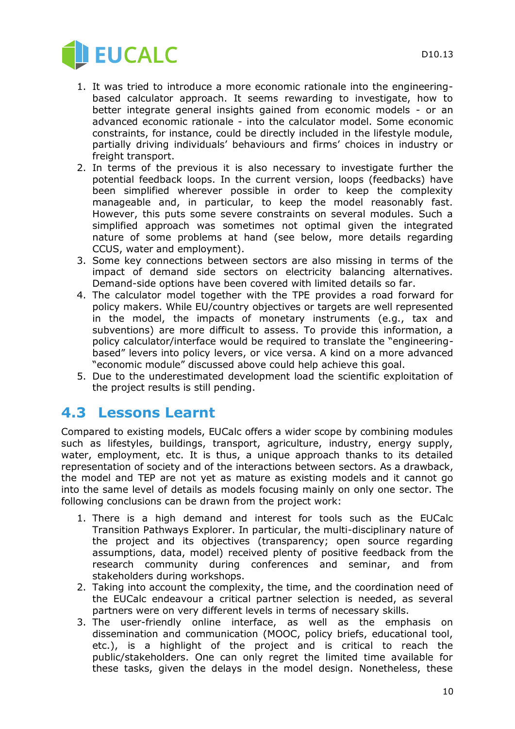1. It was tried to introduce a more economic rationale into the engineering-based calculator approach. It seems rewarding to investigate, how to better integrate general insights gained from economic models - or an advanced economic rationale - into the calculator model. Some economic constraints, for instance, could be directly included in the lifestyle module, partially driving individuals' behaviours and firms' choices in industry or freight transport.
2. In terms of the previous it is also necessary to investigate further the potential feedback loops. In the current version, loops (feedbacks) have been simplified wherever possible in order to keep the complexity manageable and, in particular, to keep the model reasonably fast. However, this puts some severe constraints on several modules. Such a simplified approach was sometimes not optimal given the integrated nature of some problems at hand (see below, more details regarding CCUS, water and employment).
3. Some key connections between sectors are also missing in terms of the impact of demand side sectors on electricity balancing alternatives. Demand-side options have been covered with limited details so far.
4. The calculator model together with the TPE provides a road forward for policy makers. While EU/country objectives or targets are well represented in the model, the impacts of monetary instruments (e.g., tax and subventions) are more difficult to assess. To provide this information, a policy calculator/interface would be required to translate the "engineering-based" levers into policy levers, or vice versa. A kind on a more advanced "economic module" discussed above could help achieve this goal.
5. Due to the underestimated development load the scientific exploitation of the project results is still pending.

## 4.3 Lessons Learnt

Compared to existing models, EUCalc offers a wider scope by combining modules such as lifestyles, buildings, transport, agriculture, industry, energy supply, water, employment, etc. It is thus, a unique approach thanks to its detailed representation of society and of the interactions between sectors. As a drawback, the model and TEP are not yet as mature as existing models and it cannot go into the same level of details as models focusing mainly on only one sector. The following conclusions can be drawn from the project work:

1. There is a high demand and interest for tools such as the EUCalc Transition Pathways Explorer. In particular, the multi-disciplinary nature of the project and its objectives (transparency; open source regarding assumptions, data, model) received plenty of positive feedback from the research community during conferences and seminar, and from stakeholders during workshops.
2. Taking into account the complexity, the time, and the coordination need of the EUCalc endeavour a critical partner selection is needed, as several partners were on very different levels in terms of necessary skills.
3. The user-friendly online interface, as well as the emphasis on dissemination and communication (MOOC, policy briefs, educational tool, etc.), is a highlight of the project and is critical to reach the public/stakeholders. One can only regret the limited time available for these tasks, given the delays in the model design. Nonetheless, these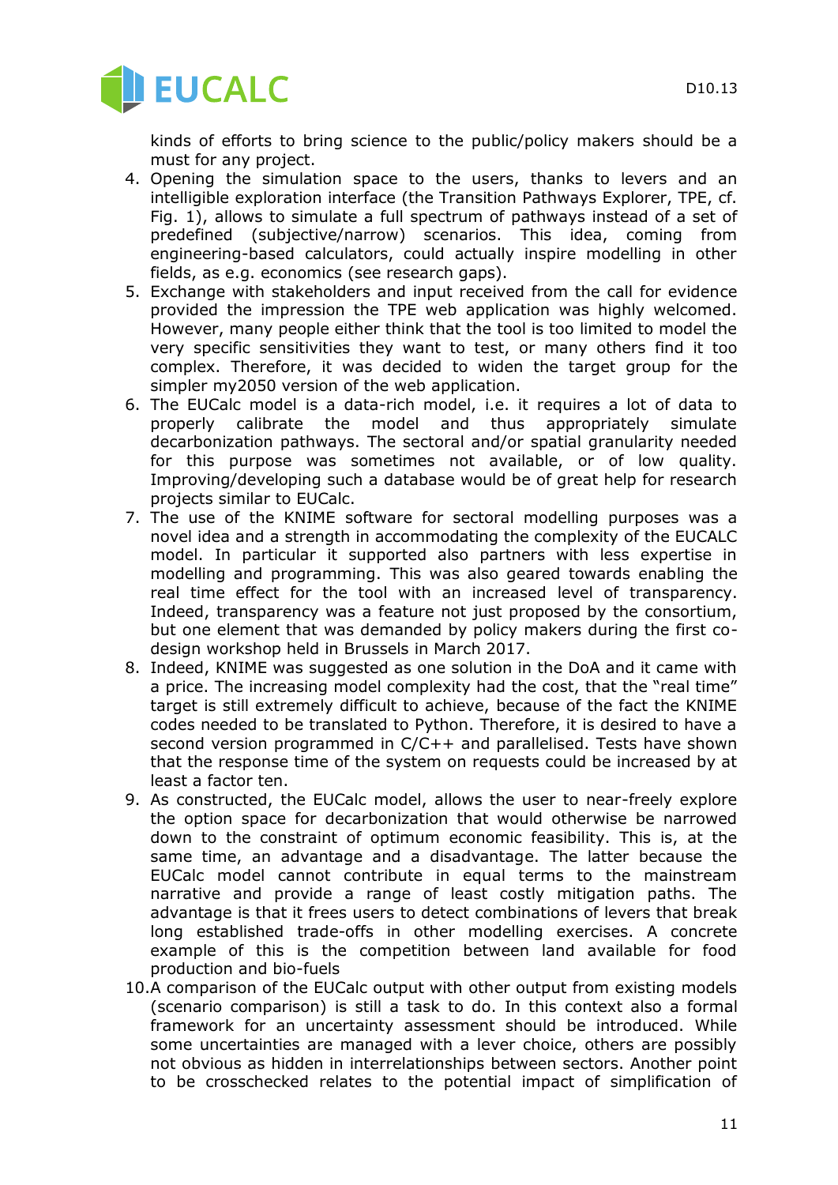kinds of efforts to bring science to the public/policy makers should be a must for any project.

4. Opening the simulation space to the users, thanks to levers and an intelligible exploration interface (the Transition Pathways Explorer, TPE, cf. Fig. 1), allows to simulate a full spectrum of pathways instead of a set of predefined (subjective/narrow) scenarios. This idea, coming from engineering-based calculators, could actually inspire modelling in other fields, as e.g. economics (see research gaps).
5. Exchange with stakeholders and input received from the call for evidence provided the impression the TPE web application was highly welcomed. However, many people either think that the tool is too limited to model the very specific sensitivities they want to test, or many others find it too complex. Therefore, it was decided to widen the target group for the simpler my2050 version of the web application.
6. The EUCalc model is a data-rich model, i.e. it requires a lot of data to properly calibrate the model and thus appropriately simulate decarbonization pathways. The sectoral and/or spatial granularity needed for this purpose was sometimes not available, or of low quality. Improving/developing such a database would be of great help for research projects similar to EUCalc.
7. The use of the KNIME software for sectoral modelling purposes was a novel idea and a strength in accommodating the complexity of the EUCALC model. In particular it supported also partners with less expertise in modelling and programming. This was also geared towards enabling the real time effect for the tool with an increased level of transparency. Indeed, transparency was a feature not just proposed by the consortium, but one element that was demanded by policy makers during the first co-design workshop held in Brussels in March 2017.
8. Indeed, KNIME was suggested as one solution in the DoA and it came with a price. The increasing model complexity had the cost, that the "real time" target is still extremely difficult to achieve, because of the fact the KNIME codes needed to be translated to Python. Therefore, it is desired to have a second version programmed in C/C++ and parallelised. Tests have shown that the response time of the system on requests could be increased by at least a factor ten.
9. As constructed, the EUCalc model, allows the user to near-freely explore the option space for decarbonization that would otherwise be narrowed down to the constraint of optimum economic feasibility. This is, at the same time, an advantage and a disadvantage. The latter because the EUCalc model cannot contribute in equal terms to the mainstream narrative and provide a range of least costly mitigation paths. The advantage is that it frees users to detect combinations of levers that break long established trade-offs in other modelling exercises. A concrete example of this is the competition between land available for food production and bio-fuels
10. A comparison of the EUCalc output with other output from existing models (scenario comparison) is still a task to do. In this context also a formal framework for an uncertainty assessment should be introduced. While some uncertainties are managed with a lever choice, others are possibly not obvious as hidden in interrelationships between sectors. Another point to be crosschecked relates to the potential impact of simplification of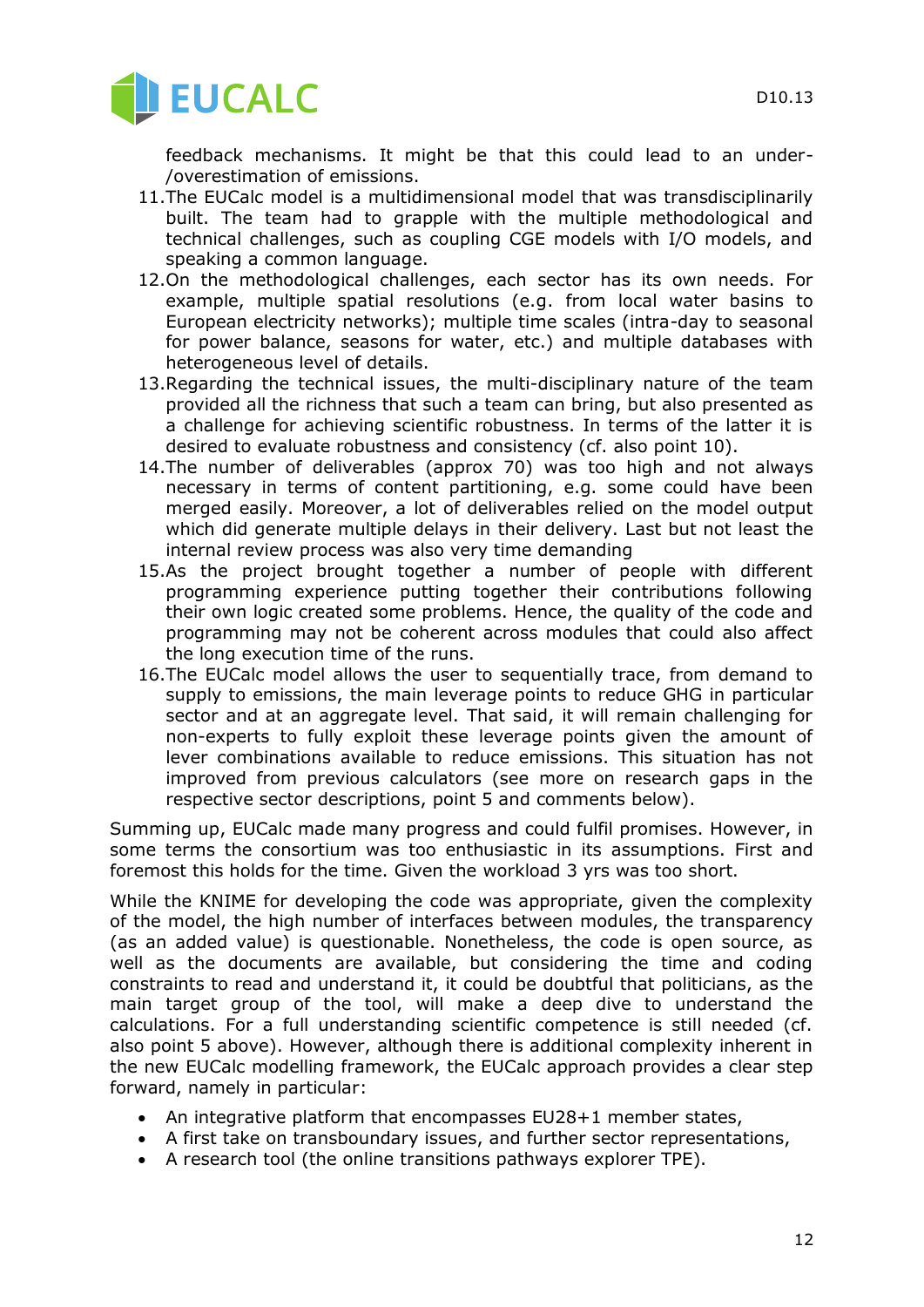feedback mechanisms. It might be that this could lead to an under-/overestimation of emissions.

11. The EUCalc model is a multidimensional model that was transdisciplinarily built. The team had to grapple with the multiple methodological and technical challenges, such as coupling CGE models with I/O models, and speaking a common language.
12. On the methodological challenges, each sector has its own needs. For example, multiple spatial resolutions (e.g. from local water basins to European electricity networks); multiple time scales (intra-day to seasonal for power balance, seasons for water, etc.) and multiple databases with heterogeneous level of details.
13. Regarding the technical issues, the multi-disciplinary nature of the team provided all the richness that such a team can bring, but also presented as a challenge for achieving scientific robustness. In terms of the latter it is desired to evaluate robustness and consistency (cf. also point 10).
14. The number of deliverables (approx 70) was too high and not always necessary in terms of content partitioning, e.g. some could have been merged easily. Moreover, a lot of deliverables relied on the model output which did generate multiple delays in their delivery. Last but not least the internal review process was also very time demanding
15. As the project brought together a number of people with different programming experience putting together their contributions following their own logic created some problems. Hence, the quality of the code and programming may not be coherent across modules that could also affect the long execution time of the runs.
16. The EUCalc model allows the user to sequentially trace, from demand to supply to emissions, the main leverage points to reduce GHG in particular sector and at an aggregate level. That said, it will remain challenging for non-experts to fully exploit these leverage points given the amount of lever combinations available to reduce emissions. This situation has not improved from previous calculators (see more on research gaps in the respective sector descriptions, point 5 and comments below).

Summing up, EUCalc made many progress and could fulfil promises. However, in some terms the consortium was too enthusiastic in its assumptions. First and foremost this holds for the time. Given the workload 3 yrs was too short.

While the KNIME for developing the code was appropriate, given the complexity of the model, the high number of interfaces between modules, the transparency (as an added value) is questionable. Nonetheless, the code is open source, as well as the documents are available, but considering the time and coding constraints to read and understand it, it could be doubtful that politicians, as the main target group of the tool, will make a deep dive to understand the calculations. For a full understanding scientific competence is still needed (cf. also point 5 above). However, although there is additional complexity inherent in the new EUCalc modelling framework, the EUCalc approach provides a clear step forward, namely in particular:

- An integrative platform that encompasses EU28+1 member states,
- A first take on transboundary issues, and further sector representations,
- A research tool (the online transitions pathways explorer TPE).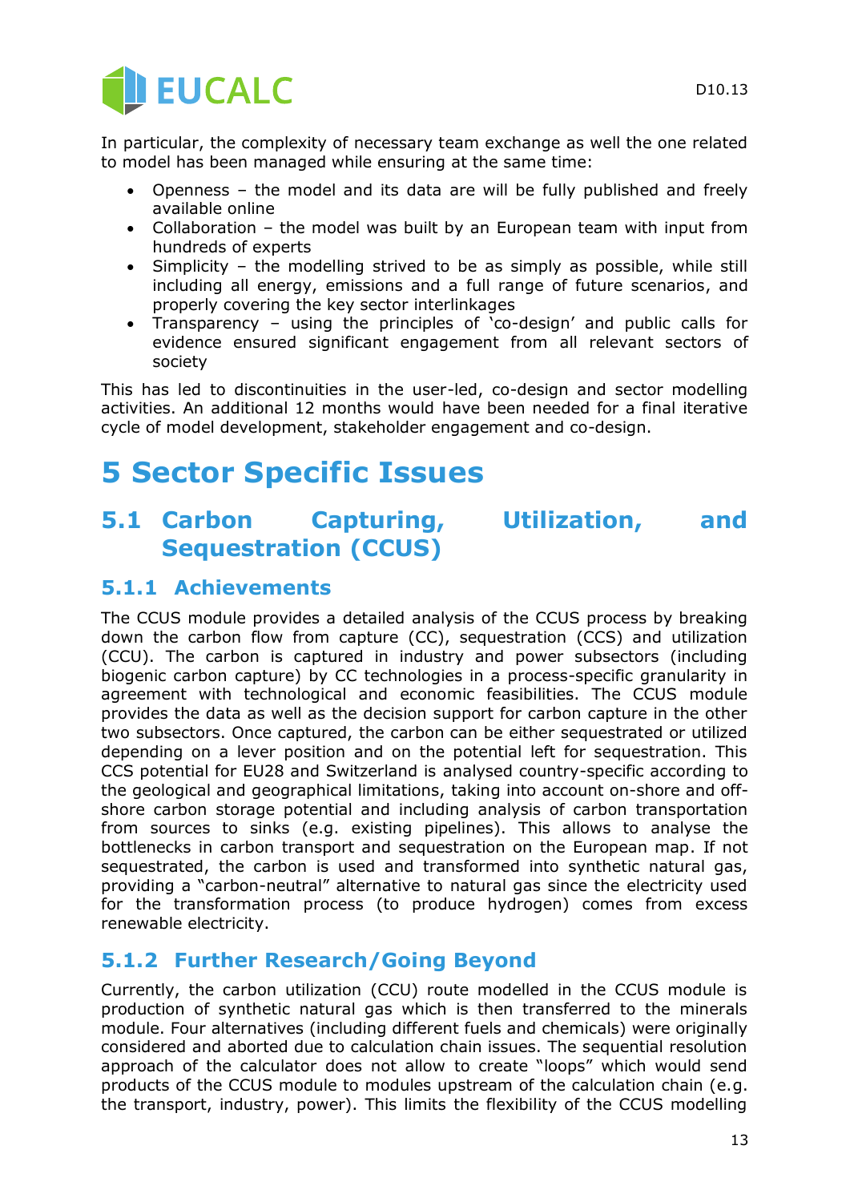In particular, the complexity of necessary team exchange as well the one related to model has been managed while ensuring at the same time:

- Openness – the model and its data are will be fully published and freely available online
- Collaboration – the model was built by an European team with input from hundreds of experts
- Simplicity – the modelling strived to be as simply as possible, while still including all energy, emissions and a full range of future scenarios, and properly covering the key sector interlinkages
- Transparency – using the principles of 'co-design' and public calls for evidence ensured significant engagement from all relevant sectors of society

This has led to discontinuities in the user-led, co-design and sector modelling activities. An additional 12 months would have been needed for a final iterative cycle of model development, stakeholder engagement and co-design.

# 5 Sector Specific Issues

## 5.1 Carbon Capturing, Utilization, and Sequestration (CCUS)

### 5.1.1 Achievements

The CCUS module provides a detailed analysis of the CCUS process by breaking down the carbon flow from capture (CC), sequestration (CCS) and utilization (CCU). The carbon is captured in industry and power subsectors (including biogenic carbon capture) by CC technologies in a process-specific granularity in agreement with technological and economic feasibilities. The CCUS module provides the data as well as the decision support for carbon capture in the other two subsectors. Once captured, the carbon can be either sequestrated or utilized depending on a lever position and on the potential left for sequestration. This CCS potential for EU28 and Switzerland is analysed country-specific according to the geological and geographical limitations, taking into account on-shore and off-shore carbon storage potential and including analysis of carbon transportation from sources to sinks (e.g. existing pipelines). This allows to analyse the bottlenecks in carbon transport and sequestration on the European map. If not sequestrated, the carbon is used and transformed into synthetic natural gas, providing a "carbon-neutral" alternative to natural gas since the electricity used for the transformation process (to produce hydrogen) comes from excess renewable electricity.

### 5.1.2 Further Research/Going Beyond

Currently, the carbon utilization (CCU) route modelled in the CCUS module is production of synthetic natural gas which is then transferred to the minerals module. Four alternatives (including different fuels and chemicals) were originally considered and aborted due to calculation chain issues. The sequential resolution approach of the calculator does not allow to create "loops" which would send products of the CCUS module to modules upstream of the calculation chain (e.g. the transport, industry, power). This limits the flexibility of the CCUS modelling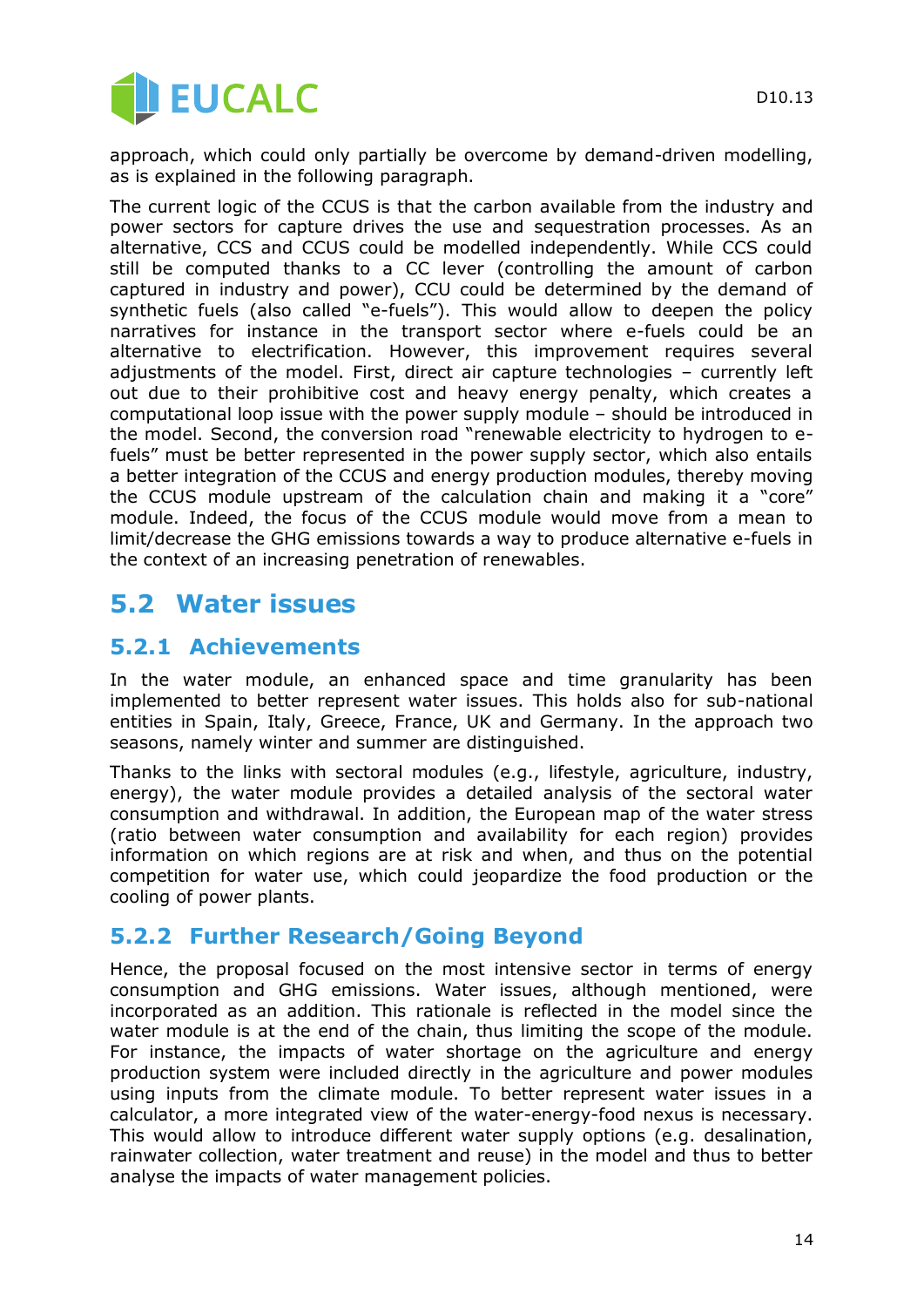approach, which could only partially be overcome by demand-driven modelling, as is explained in the following paragraph.

The current logic of the CCUS is that the carbon available from the industry and power sectors for capture drives the use and sequestration processes. As an alternative, CCS and CCUS could be modelled independently. While CCS could still be computed thanks to a CC lever (controlling the amount of carbon captured in industry and power), CCU could be determined by the demand of synthetic fuels (also called "e-fuels"). This would allow to deepen the policy narratives for instance in the transport sector where e-fuels could be an alternative to electrification. However, this improvement requires several adjustments of the model. First, direct air capture technologies – currently left out due to their prohibitive cost and heavy energy penalty, which creates a computational loop issue with the power supply module – should be introduced in the model. Second, the conversion road "renewable electricity to hydrogen to e-fuels" must be better represented in the power supply sector, which also entails a better integration of the CCUS and energy production modules, thereby moving the CCUS module upstream of the calculation chain and making it a "core" module. Indeed, the focus of the CCUS module would move from a mean to limit/decrease the GHG emissions towards a way to produce alternative e-fuels in the context of an increasing penetration of renewables.

## 5.2 Water issues

### 5.2.1 Achievements

In the water module, an enhanced space and time granularity has been implemented to better represent water issues. This holds also for sub-national entities in Spain, Italy, Greece, France, UK and Germany. In the approach two seasons, namely winter and summer are distinguished.

Thanks to the links with sectoral modules (e.g., lifestyle, agriculture, industry, energy), the water module provides a detailed analysis of the sectoral water consumption and withdrawal. In addition, the European map of the water stress (ratio between water consumption and availability for each region) provides information on which regions are at risk and when, and thus on the potential competition for water use, which could jeopardize the food production or the cooling of power plants.

### 5.2.2 Further Research/Going Beyond

Hence, the proposal focused on the most intensive sector in terms of energy consumption and GHG emissions. Water issues, although mentioned, were incorporated as an addition. This rationale is reflected in the model since the water module is at the end of the chain, thus limiting the scope of the module. For instance, the impacts of water shortage on the agriculture and energy production system were included directly in the agriculture and power modules using inputs from the climate module. To better represent water issues in a calculator, a more integrated view of the water-energy-food nexus is necessary. This would allow to introduce different water supply options (e.g. desalination, rainwater collection, water treatment and reuse) in the model and thus to better analyse the impacts of water management policies.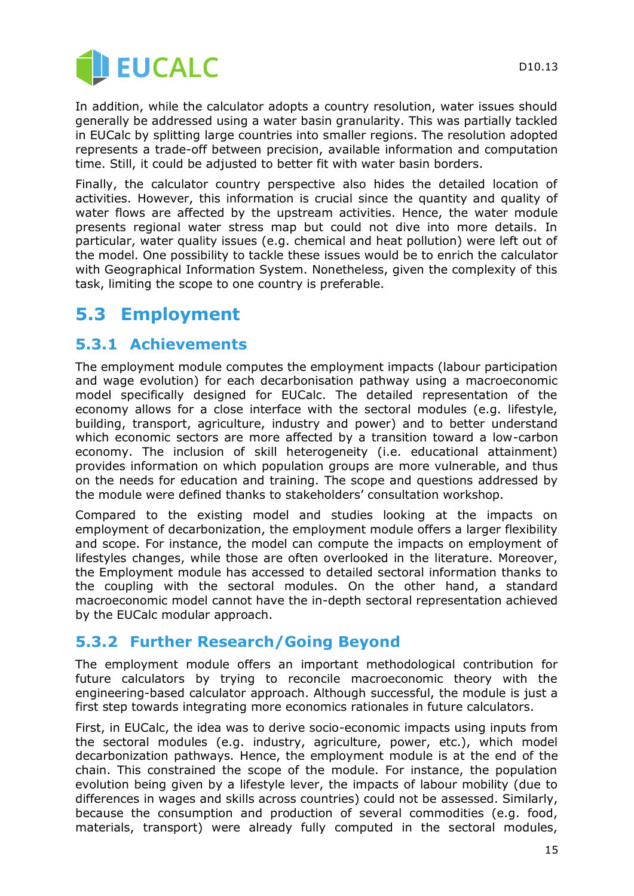In addition, while the calculator adopts a country resolution, water issues should generally be addressed using a water basin granularity. This was partially tackled in EUCalc by splitting large countries into smaller regions. The resolution adopted represents a trade-off between precision, available information and computation time. Still, it could be adjusted to better fit with water basin borders.

Finally, the calculator country perspective also hides the detailed location of activities. However, this information is crucial since the quantity and quality of water flows are affected by the upstream activities. Hence, the water module presents regional water stress map but could not dive into more details. In particular, water quality issues (e.g. chemical and heat pollution) were left out of the model. One possibility to tackle these issues would be to enrich the calculator with Geographical Information System. Nonetheless, given the complexity of this task, limiting the scope to one country is preferable.

## 5.3 Employment

### 5.3.1 Achievements

The employment module computes the employment impacts (labour participation and wage evolution) for each decarbonisation pathway using a macroeconomic model specifically designed for EUCalc. The detailed representation of the economy allows for a close interface with the sectoral modules (e.g. lifestyle, building, transport, agriculture, industry and power) and to better understand which economic sectors are more affected by a transition toward a low-carbon economy. The inclusion of skill heterogeneity (i.e. educational attainment) provides information on which population groups are more vulnerable, and thus on the needs for education and training. The scope and questions addressed by the module were defined thanks to stakeholders' consultation workshop.

Compared to the existing model and studies looking at the impacts on employment of decarbonization, the employment module offers a larger flexibility and scope. For instance, the model can compute the impacts on employment of lifestyles changes, while those are often overlooked in the literature. Moreover, the Employment module has accessed to detailed sectoral information thanks to the coupling with the sectoral modules. On the other hand, a standard macroeconomic model cannot have the in-depth sectoral representation achieved by the EUCalc modular approach.

### 5.3.2 Further Research/Going Beyond

The employment module offers an important methodological contribution for future calculators by trying to reconcile macroeconomic theory with the engineering-based calculator approach. Although successful, the module is just a first step towards integrating more economics rationales in future calculators.

First, in EUCalc, the idea was to derive socio-economic impacts using inputs from the sectoral modules (e.g. industry, agriculture, power, etc.), which model decarbonization pathways. Hence, the employment module is at the end of the chain. This constrained the scope of the module. For instance, the population evolution being given by a lifestyle lever, the impacts of labour mobility (due to differences in wages and skills across countries) could not be assessed. Similarly, because the consumption and production of several commodities (e.g. food, materials, transport) were already fully computed in the sectoral modules,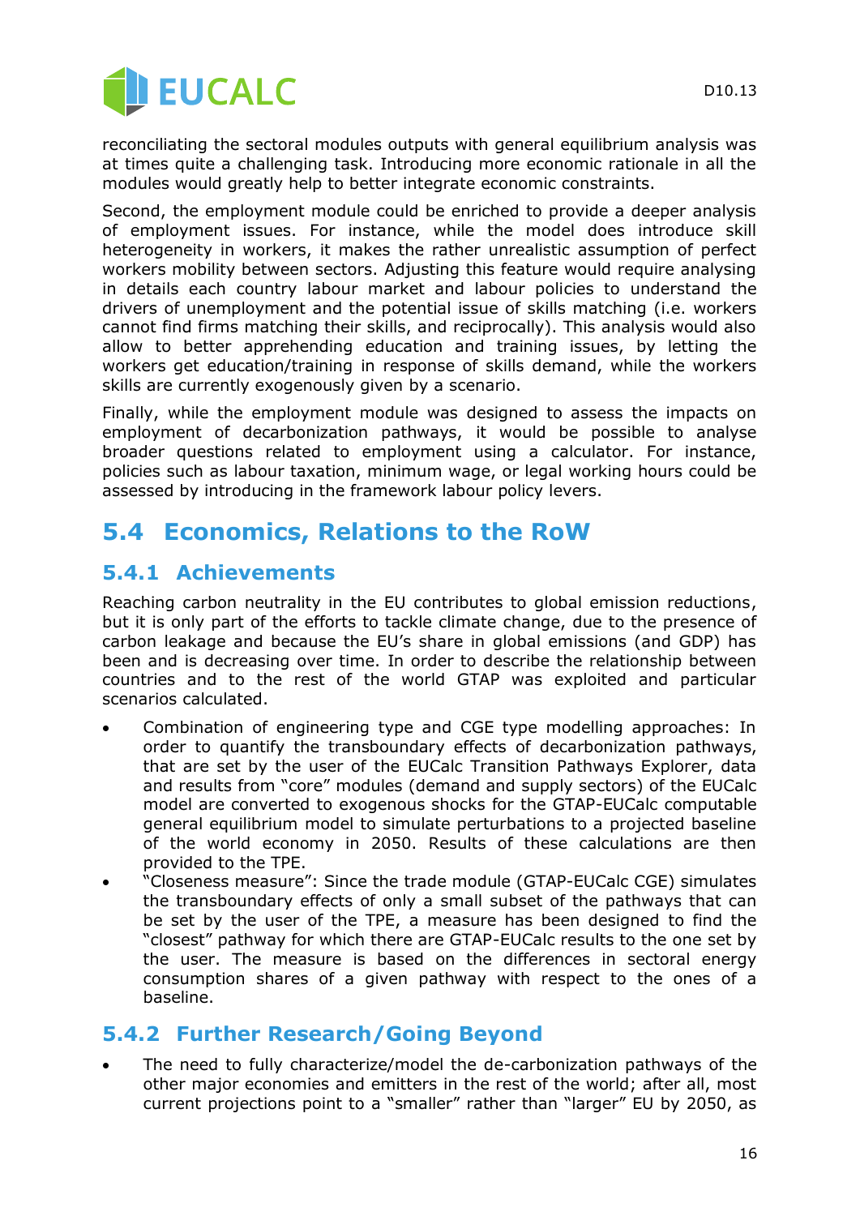reconciliating the sectoral modules outputs with general equilibrium analysis was at times quite a challenging task. Introducing more economic rationale in all the modules would greatly help to better integrate economic constraints.

Second, the employment module could be enriched to provide a deeper analysis of employment issues. For instance, while the model does introduce skill heterogeneity in workers, it makes the rather unrealistic assumption of perfect workers mobility between sectors. Adjusting this feature would require analysing in details each country labour market and labour policies to understand the drivers of unemployment and the potential issue of skills matching (i.e. workers cannot find firms matching their skills, and reciprocally). This analysis would also allow to better apprehending education and training issues, by letting the workers get education/training in response of skills demand, while the workers skills are currently exogenously given by a scenario.

Finally, while the employment module was designed to assess the impacts on employment of decarbonization pathways, it would be possible to analyse broader questions related to employment using a calculator. For instance, policies such as labour taxation, minimum wage, or legal working hours could be assessed by introducing in the framework labour policy levers.

## 5.4 Economics, Relations to the RoW

### 5.4.1 Achievements

Reaching carbon neutrality in the EU contributes to global emission reductions, but it is only part of the efforts to tackle climate change, due to the presence of carbon leakage and because the EU's share in global emissions (and GDP) has been and is decreasing over time. In order to describe the relationship between countries and to the rest of the world GTAP was exploited and particular scenarios calculated.

- Combination of engineering type and CGE type modelling approaches: In order to quantify the transboundary effects of decarbonization pathways, that are set by the user of the EUCalc Transition Pathways Explorer, data and results from "core" modules (demand and supply sectors) of the EUCalc model are converted to exogenous shocks for the GTAP-EUCalc computable general equilibrium model to simulate perturbations to a projected baseline of the world economy in 2050. Results of these calculations are then provided to the TPE.
- "Closeness measure": Since the trade module (GTAP-EUCalc CGE) simulates the transboundary effects of only a small subset of the pathways that can be set by the user of the TPE, a measure has been designed to find the "closest" pathway for which there are GTAP-EUCalc results to the one set by the user. The measure is based on the differences in sectoral energy consumption shares of a given pathway with respect to the ones of a baseline.

### 5.4.2 Further Research/Going Beyond

- The need to fully characterize/model the de-carbonization pathways of the other major economies and emitters in the rest of the world; after all, most current projections point to a "smaller" rather than "larger" EU by 2050, as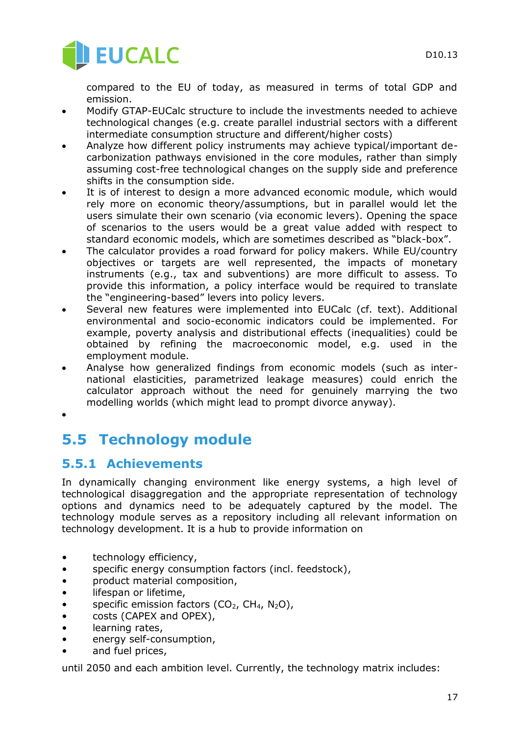compared to the EU of today, as measured in terms of total GDP and emission.

- Modify GTAP-EUCalc structure to include the investments needed to achieve technological changes (e.g. create parallel industrial sectors with a different intermediate consumption structure and different/higher costs)
- Analyze how different policy instruments may achieve typical/important de-carbonization pathways envisioned in the core modules, rather than simply assuming cost-free technological changes on the supply side and preference shifts in the consumption side.
- It is of interest to design a more advanced economic module, which would rely more on economic theory/assumptions, but in parallel would let the users simulate their own scenario (via economic levers). Opening the space of scenarios to the users would be a great value added with respect to standard economic models, which are sometimes described as "black-box".
- The calculator provides a road forward for policy makers. While EU/country objectives or targets are well represented, the impacts of monetary instruments (e.g., tax and subventions) are more difficult to assess. To provide this information, a policy interface would be required to translate the "engineering-based" levers into policy levers.
- Several new features were implemented into EUCalc (cf. text). Additional environmental and socio-economic indicators could be implemented. For example, poverty analysis and distributional effects (inequalities) could be obtained by refining the macroeconomic model, e.g. used in the employment module.
- Analyse how generalized findings from economic models (such as inter-national elasticities, parametrized leakage measures) could enrich the calculator approach without the need for genuinely marrying the two modelling worlds (which might lead to prompt divorce anyway).
-

## 5.5 Technology module

### 5.5.1 Achievements

In dynamically changing environment like energy systems, a high level of technological disaggregation and the appropriate representation of technology options and dynamics need to be adequately captured by the model. The technology module serves as a repository including all relevant information on technology development. It is a hub to provide information on

- technology efficiency,
- specific energy consumption factors (incl. feedstock),
- product material composition,
- lifespan or lifetime,
- specific emission factors ($CO_2$, $CH_4$, $N_2O$),
- costs (CAPEX and OPEX),
- learning rates,
- energy self-consumption,
- and fuel prices,

until 2050 and each ambition level. Currently, the technology matrix includes: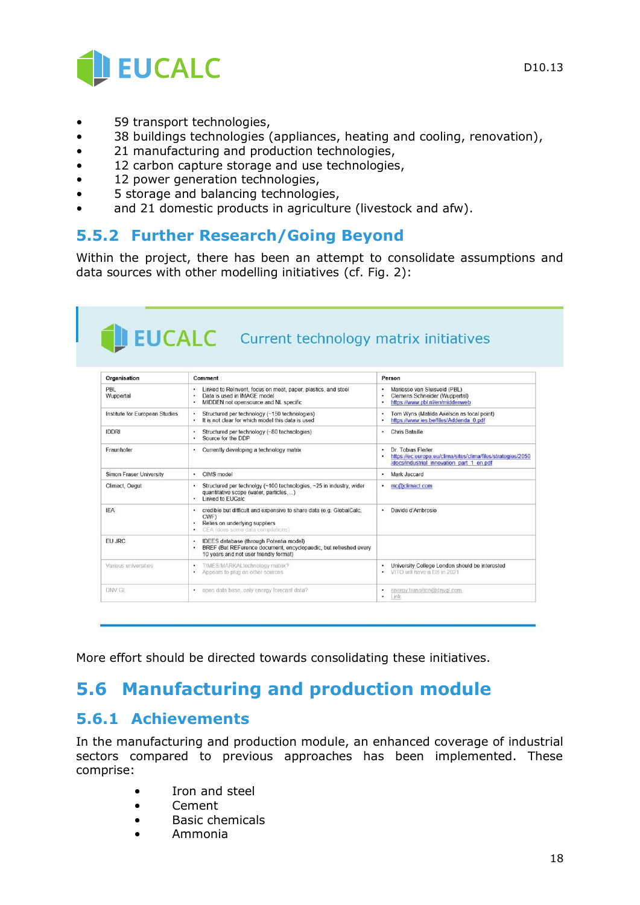- 59 transport technologies,
- 38 buildings technologies (appliances, heating and cooling, renovation),
- 21 manufacturing and production technologies,
- 12 carbon capture storage and use technologies,
- 12 power generation technologies,
- 5 storage and balancing technologies,
- and 21 domestic products in agriculture (livestock and afw).

### 5.5.2 Further Research/Going Beyond

Within the project, there has been an attempt to consolidate assumptions and data sources with other modelling initiatives (cf. Fig. 2):

EUCALC Current technology matrix initiatives

| Organisation | Comment | Person |
|---|---|---|
| PBL<br>Wuppertal | • Linked to ReInvent, focus on meat, paper, plastics, and steel<br>• Data is used in IMAGE model<br>• MIDDEN not opensource and NL specific | • Mariesse van Sluisveld (PBL)<br>• Clemens Schneider (Wuppertal)<br>• https://www.pbl.nl/en/middenweb |
| Institute for European Studies | • Structured per technology (~150 technologies)<br>• It is not clear for which model this data is used | • Tom Wyns (Matilda Axelson as focal point)<br>• https://www.ies.be/files/Addenda_0.pdf |
| IDDRI | • Structured per technology (~80 technologies)<br>• Source for the DDP | • Chris Bataille |
| Fraunhofer | • Currently developing a technology matrix | • Dr. Tobias Fleiter<br>• https://ec.europa.eu/clima/sites/clima/files/strategies/2050/docs/industrial_innovation_part_1_en.pdf |
| Simon Fraser University | • CIMS model | • Mark Jaccard |
| Climact, Oegut | • Structured per technolgy (~100 technologies, ~25 in industry, wider quantitative scope (water, particles,…)<br>• Linked to EUCalc | • mc@climact.com |
| IEA | • credible but difficult and expensive to share data (e.g. GlobalCalc, CWF)<br>• Relies on underlying suppliers<br>• CEA (does some data compilations) | • Davide d'Ambrosio |
| EU JRC | • IDEES database (through Potentia model)<br>• BREF (Bat REFerence document, encyclopaedic, but refreshed every 10 years and not user friendly format) | |
| Various universities | • TIMES/MARKAL technology matrix?<br>• Appears to plug on other sources | • University College London should be interested<br>• VITO will have a DB in 2021 |
| DNV GL | • open data base, only energy forecast data? | • energy.transition@dnvgl.com<br>• Link |

More effort should be directed towards consolidating these initiatives.

## 5.6 Manufacturing and production module

### 5.6.1 Achievements

In the manufacturing and production module, an enhanced coverage of industrial sectors compared to previous approaches has been implemented. These comprise:

- Iron and steel
- Cement
- Basic chemicals
- Ammonia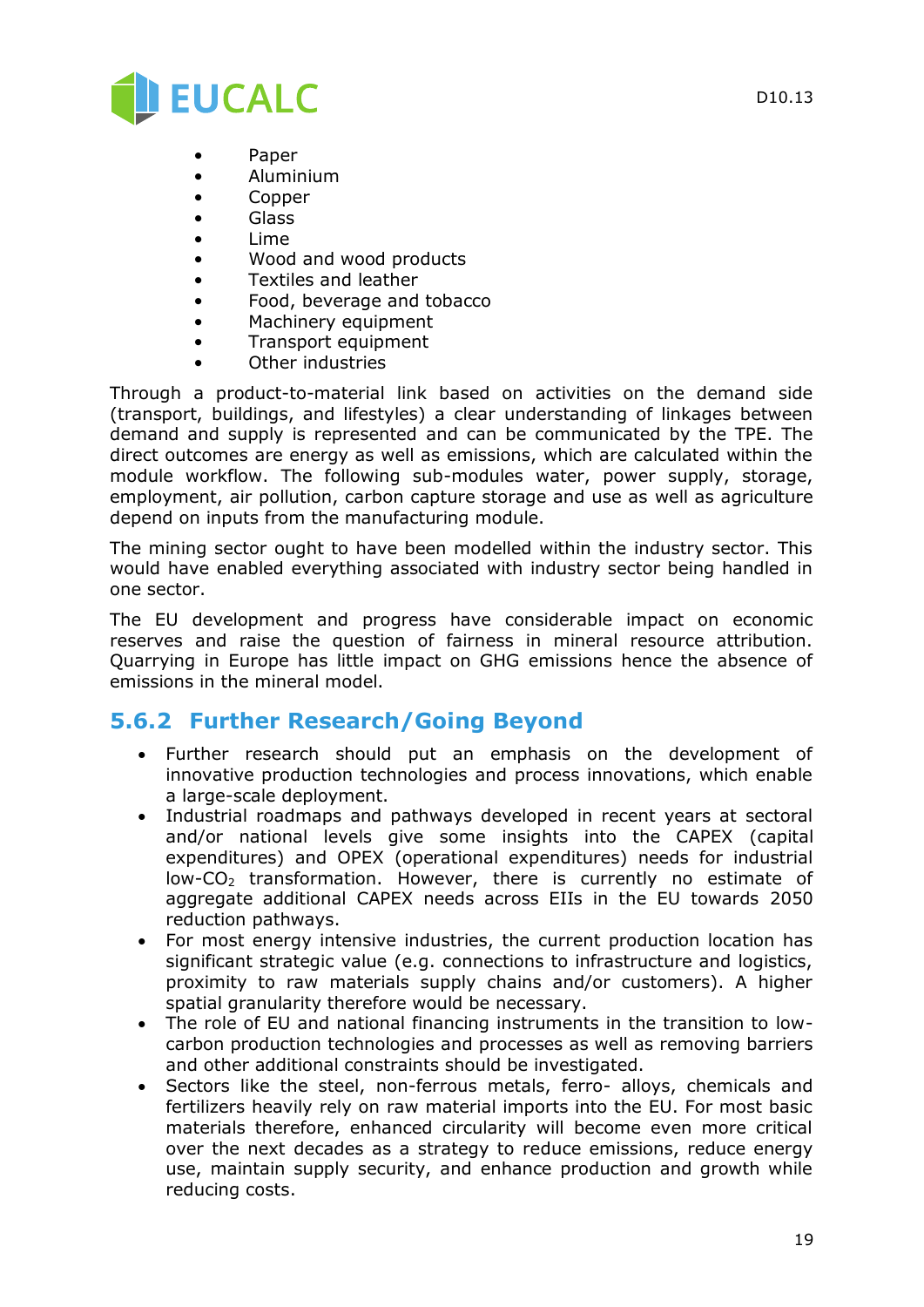- Paper
- Aluminium
- Copper
- Glass
- Lime
- Wood and wood products
- Textiles and leather
- Food, beverage and tobacco
- Machinery equipment
- Transport equipment
- Other industries

Through a product-to-material link based on activities on the demand side (transport, buildings, and lifestyles) a clear understanding of linkages between demand and supply is represented and can be communicated by the TPE. The direct outcomes are energy as well as emissions, which are calculated within the module workflow. The following sub-modules water, power supply, storage, employment, air pollution, carbon capture storage and use as well as agriculture depend on inputs from the manufacturing module.

The mining sector ought to have been modelled within the industry sector. This would have enabled everything associated with industry sector being handled in one sector.

The EU development and progress have considerable impact on economic reserves and raise the question of fairness in mineral resource attribution. Quarrying in Europe has little impact on GHG emissions hence the absence of emissions in the mineral model.

### 5.6.2 Further Research/Going Beyond

- Further research should put an emphasis on the development of innovative production technologies and process innovations, which enable a large-scale deployment.
- Industrial roadmaps and pathways developed in recent years at sectoral and/or national levels give some insights into the CAPEX (capital expenditures) and OPEX (operational expenditures) needs for industrial low-$CO_2$ transformation. However, there is currently no estimate of aggregate additional CAPEX needs across EIIs in the EU towards 2050 reduction pathways.
- For most energy intensive industries, the current production location has significant strategic value (e.g. connections to infrastructure and logistics, proximity to raw materials supply chains and/or customers). A higher spatial granularity therefore would be necessary.
- The role of EU and national financing instruments in the transition to low-carbon production technologies and processes as well as removing barriers and other additional constraints should be investigated.
- Sectors like the steel, non-ferrous metals, ferro- alloys, chemicals and fertilizers heavily rely on raw material imports into the EU. For most basic materials therefore, enhanced circularity will become even more critical over the next decades as a strategy to reduce emissions, reduce energy use, maintain supply security, and enhance production and growth while reducing costs.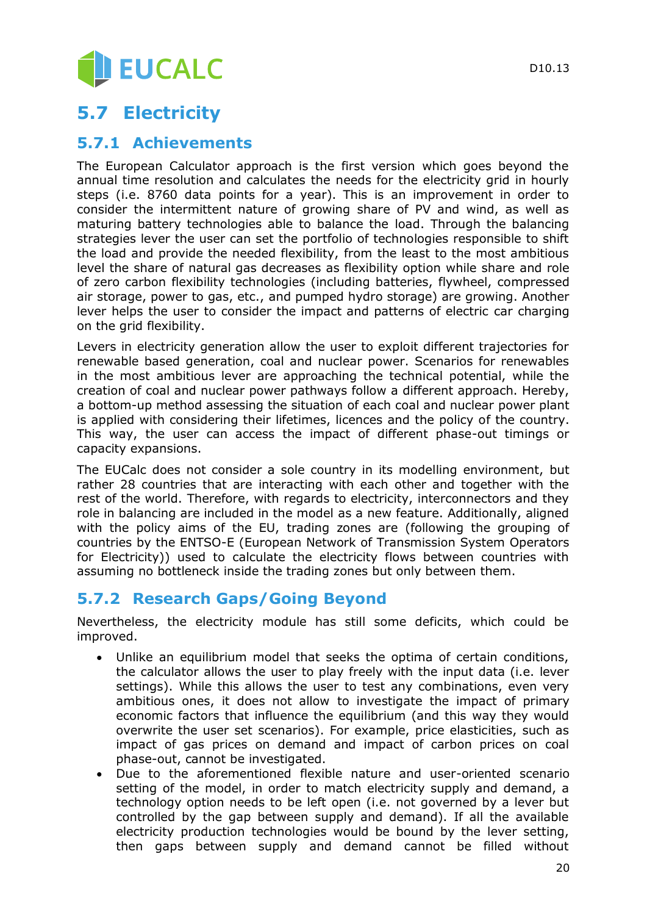## 5.7 Electricity

### 5.7.1 Achievements

The European Calculator approach is the first version which goes beyond the annual time resolution and calculates the needs for the electricity grid in hourly steps (i.e. 8760 data points for a year). This is an improvement in order to consider the intermittent nature of growing share of PV and wind, as well as maturing battery technologies able to balance the load. Through the balancing strategies lever the user can set the portfolio of technologies responsible to shift the load and provide the needed flexibility, from the least to the most ambitious level the share of natural gas decreases as flexibility option while share and role of zero carbon flexibility technologies (including batteries, flywheel, compressed air storage, power to gas, etc., and pumped hydro storage) are growing. Another lever helps the user to consider the impact and patterns of electric car charging on the grid flexibility.

Levers in electricity generation allow the user to exploit different trajectories for renewable based generation, coal and nuclear power. Scenarios for renewables in the most ambitious lever are approaching the technical potential, while the creation of coal and nuclear power pathways follow a different approach. Hereby, a bottom-up method assessing the situation of each coal and nuclear power plant is applied with considering their lifetimes, licences and the policy of the country. This way, the user can access the impact of different phase-out timings or capacity expansions.

The EUCalc does not consider a sole country in its modelling environment, but rather 28 countries that are interacting with each other and together with the rest of the world. Therefore, with regards to electricity, interconnectors and they role in balancing are included in the model as a new feature. Additionally, aligned with the policy aims of the EU, trading zones are (following the grouping of countries by the ENTSO-E (European Network of Transmission System Operators for Electricity)) used to calculate the electricity flows between countries with assuming no bottleneck inside the trading zones but only between them.

### 5.7.2 Research Gaps/Going Beyond

Nevertheless, the electricity module has still some deficits, which could be improved.

- Unlike an equilibrium model that seeks the optima of certain conditions, the calculator allows the user to play freely with the input data (i.e. lever settings). While this allows the user to test any combinations, even very ambitious ones, it does not allow to investigate the impact of primary economic factors that influence the equilibrium (and this way they would overwrite the user set scenarios). For example, price elasticities, such as impact of gas prices on demand and impact of carbon prices on coal phase-out, cannot be investigated.
- Due to the aforementioned flexible nature and user-oriented scenario setting of the model, in order to match electricity supply and demand, a technology option needs to be left open (i.e. not governed by a lever but controlled by the gap between supply and demand). If all the available electricity production technologies would be bound by the lever setting, then gaps between supply and demand cannot be filled without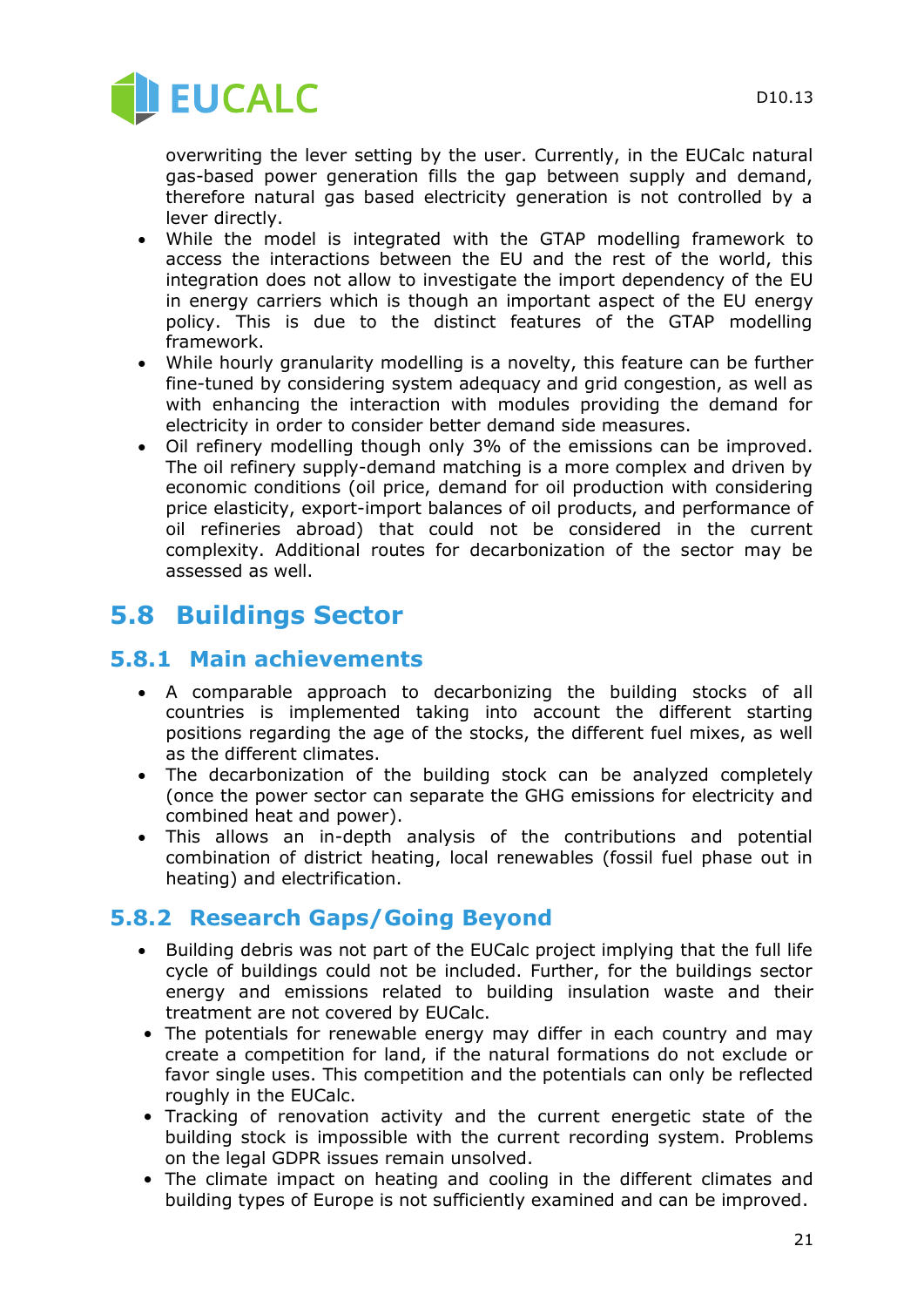overwriting the lever setting by the user. Currently, in the EUCalc natural gas-based power generation fills the gap between supply and demand, therefore natural gas based electricity generation is not controlled by a lever directly.

- While the model is integrated with the GTAP modelling framework to access the interactions between the EU and the rest of the world, this integration does not allow to investigate the import dependency of the EU in energy carriers which is though an important aspect of the EU energy policy. This is due to the distinct features of the GTAP modelling framework.
- While hourly granularity modelling is a novelty, this feature can be further fine-tuned by considering system adequacy and grid congestion, as well as with enhancing the interaction with modules providing the demand for electricity in order to consider better demand side measures.
- Oil refinery modelling though only 3% of the emissions can be improved. The oil refinery supply-demand matching is a more complex and driven by economic conditions (oil price, demand for oil production with considering price elasticity, export-import balances of oil products, and performance of oil refineries abroad) that could not be considered in the current complexity. Additional routes for decarbonization of the sector may be assessed as well.

## 5.8 Buildings Sector

### 5.8.1 Main achievements

- A comparable approach to decarbonizing the building stocks of all countries is implemented taking into account the different starting positions regarding the age of the stocks, the different fuel mixes, as well as the different climates.
- The decarbonization of the building stock can be analyzed completely (once the power sector can separate the GHG emissions for electricity and combined heat and power).
- This allows an in-depth analysis of the contributions and potential combination of district heating, local renewables (fossil fuel phase out in heating) and electrification.

### 5.8.2 Research Gaps/Going Beyond

- Building debris was not part of the EUCalc project implying that the full life cycle of buildings could not be included. Further, for the buildings sector energy and emissions related to building insulation waste and their treatment are not covered by EUCalc.
- The potentials for renewable energy may differ in each country and may create a competition for land, if the natural formations do not exclude or favor single uses. This competition and the potentials can only be reflected roughly in the EUCalc.
- Tracking of renovation activity and the current energetic state of the building stock is impossible with the current recording system. Problems on the legal GDPR issues remain unsolved.
- The climate impact on heating and cooling in the different climates and building types of Europe is not sufficiently examined and can be improved.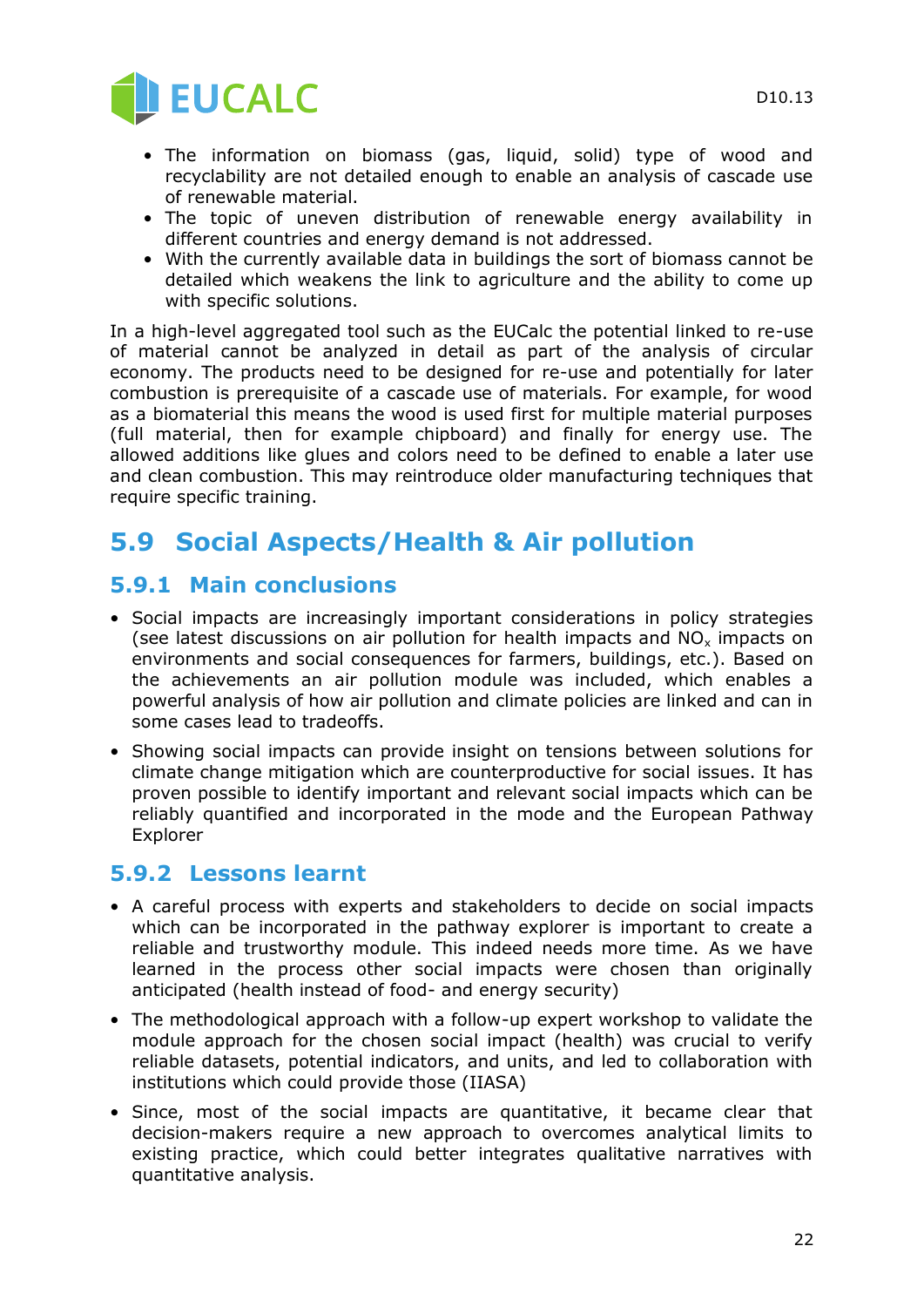- The information on biomass (gas, liquid, solid) type of wood and recyclability are not detailed enough to enable an analysis of cascade use of renewable material.
- The topic of uneven distribution of renewable energy availability in different countries and energy demand is not addressed.
- With the currently available data in buildings the sort of biomass cannot be detailed which weakens the link to agriculture and the ability to come up with specific solutions.

In a high-level aggregated tool such as the EUCalc the potential linked to re-use of material cannot be analyzed in detail as part of the analysis of circular economy. The products need to be designed for re-use and potentially for later combustion is prerequisite of a cascade use of materials. For example, for wood as a biomaterial this means the wood is used first for multiple material purposes (full material, then for example chipboard) and finally for energy use. The allowed additions like glues and colors need to be defined to enable a later use and clean combustion. This may reintroduce older manufacturing techniques that require specific training.

## 5.9 Social Aspects/Health & Air pollution

### 5.9.1 Main conclusions

- Social impacts are increasingly important considerations in policy strategies (see latest discussions on air pollution for health impacts and $NO_x$ impacts on environments and social consequences for farmers, buildings, etc.). Based on the achievements an air pollution module was included, which enables a powerful analysis of how air pollution and climate policies are linked and can in some cases lead to tradeoffs.
- Showing social impacts can provide insight on tensions between solutions for climate change mitigation which are counterproductive for social issues. It has proven possible to identify important and relevant social impacts which can be reliably quantified and incorporated in the mode and the European Pathway Explorer

### 5.9.2 Lessons learnt

- A careful process with experts and stakeholders to decide on social impacts which can be incorporated in the pathway explorer is important to create a reliable and trustworthy module. This indeed needs more time. As we have learned in the process other social impacts were chosen than originally anticipated (health instead of food- and energy security)
- The methodological approach with a follow-up expert workshop to validate the module approach for the chosen social impact (health) was crucial to verify reliable datasets, potential indicators, and units, and led to collaboration with institutions which could provide those (IIASA)
- Since, most of the social impacts are quantitative, it became clear that decision-makers require a new approach to overcomes analytical limits to existing practice, which could better integrates qualitative narratives with quantitative analysis.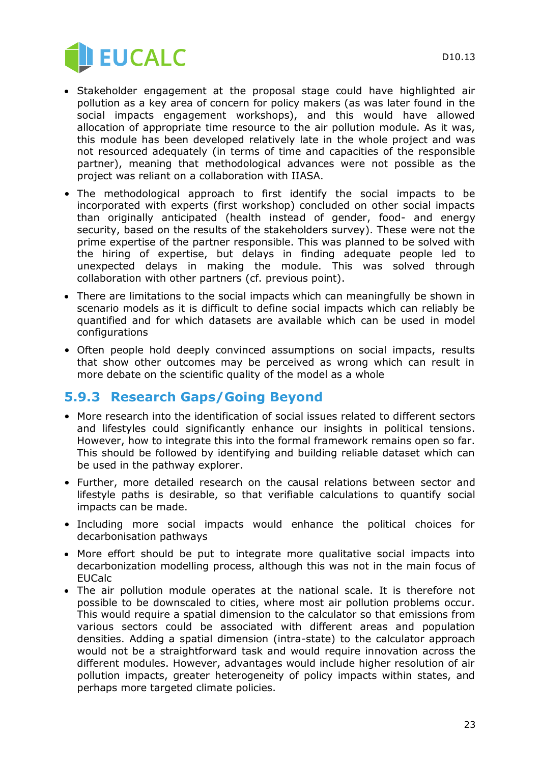- Stakeholder engagement at the proposal stage could have highlighted air pollution as a key area of concern for policy makers (as was later found in the social impacts engagement workshops), and this would have allowed allocation of appropriate time resource to the air pollution module. As it was, this module has been developed relatively late in the whole project and was not resourced adequately (in terms of time and capacities of the responsible partner), meaning that methodological advances were not possible as the project was reliant on a collaboration with IIASA.
- The methodological approach to first identify the social impacts to be incorporated with experts (first workshop) concluded on other social impacts than originally anticipated (health instead of gender, food- and energy security, based on the results of the stakeholders survey). These were not the prime expertise of the partner responsible. This was planned to be solved with the hiring of expertise, but delays in finding adequate people led to unexpected delays in making the module. This was solved through collaboration with other partners (cf. previous point).
- There are limitations to the social impacts which can meaningfully be shown in scenario models as it is difficult to define social impacts which can reliably be quantified and for which datasets are available which can be used in model configurations
- Often people hold deeply convinced assumptions on social impacts, results that show other outcomes may be perceived as wrong which can result in more debate on the scientific quality of the model as a whole

### 5.9.3 Research Gaps/Going Beyond

- More research into the identification of social issues related to different sectors and lifestyles could significantly enhance our insights in political tensions. However, how to integrate this into the formal framework remains open so far. This should be followed by identifying and building reliable dataset which can be used in the pathway explorer.
- Further, more detailed research on the causal relations between sector and lifestyle paths is desirable, so that verifiable calculations to quantify social impacts can be made.
- Including more social impacts would enhance the political choices for decarbonisation pathways
- More effort should be put to integrate more qualitative social impacts into decarbonization modelling process, although this was not in the main focus of EUCalc
- The air pollution module operates at the national scale. It is therefore not possible to be downscaled to cities, where most air pollution problems occur. This would require a spatial dimension to the calculator so that emissions from various sectors could be associated with different areas and population densities. Adding a spatial dimension (intra-state) to the calculator approach would not be a straightforward task and would require innovation across the different modules. However, advantages would include higher resolution of air pollution impacts, greater heterogeneity of policy impacts within states, and perhaps more targeted climate policies.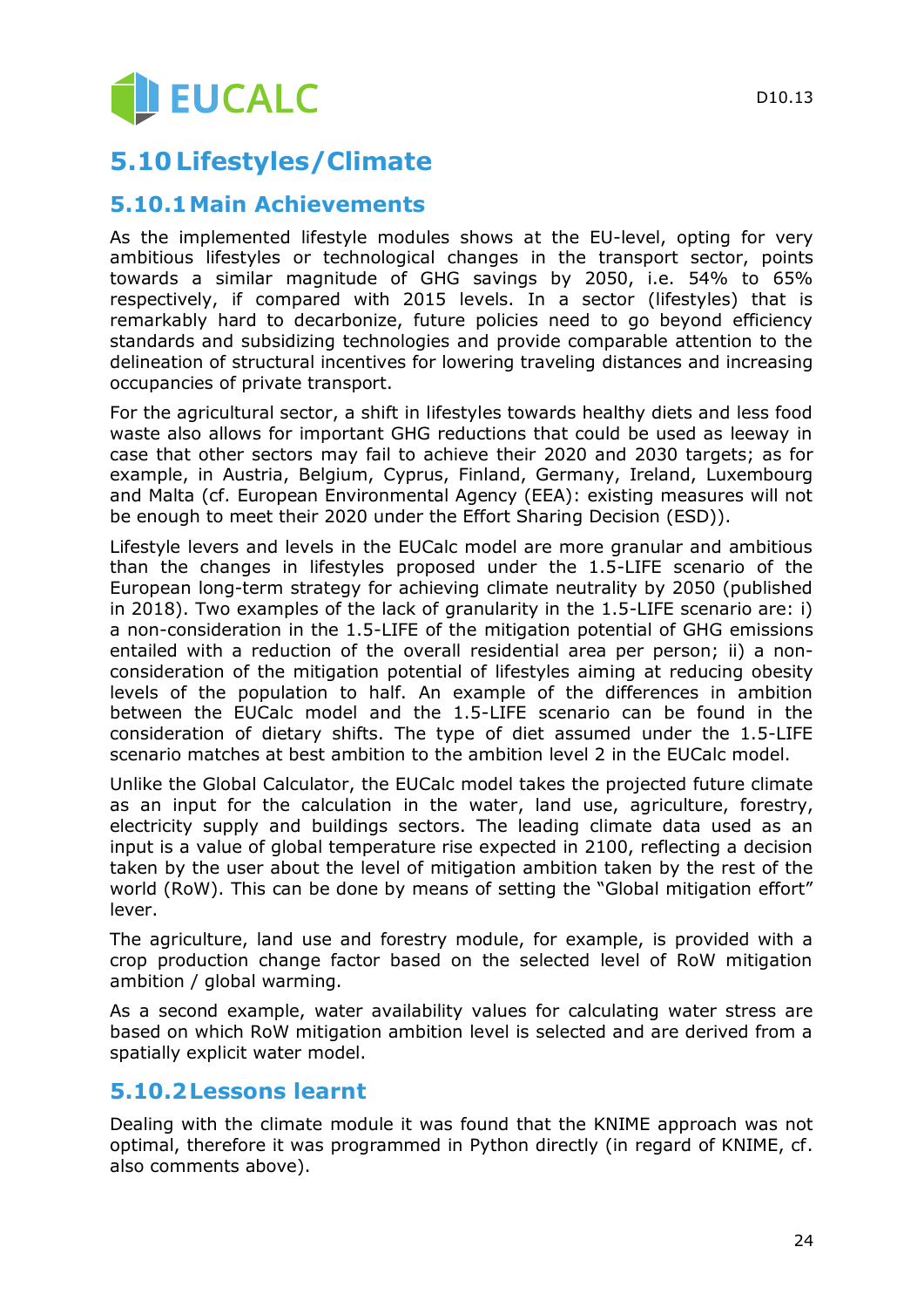## 5.10 Lifestyles/Climate

### 5.10.1 Main Achievements

As the implemented lifestyle modules shows at the EU-level, opting for very ambitious lifestyles or technological changes in the transport sector, points towards a similar magnitude of GHG savings by 2050, i.e. 54% to 65% respectively, if compared with 2015 levels. In a sector (lifestyles) that is remarkably hard to decarbonize, future policies need to go beyond efficiency standards and subsidizing technologies and provide comparable attention to the delineation of structural incentives for lowering traveling distances and increasing occupancies of private transport.

For the agricultural sector, a shift in lifestyles towards healthy diets and less food waste also allows for important GHG reductions that could be used as leeway in case that other sectors may fail to achieve their 2020 and 2030 targets; as for example, in Austria, Belgium, Cyprus, Finland, Germany, Ireland, Luxembourg and Malta (cf. European Environmental Agency (EEA): existing measures will not be enough to meet their 2020 under the Effort Sharing Decision (ESD)).

Lifestyle levers and levels in the EUCalc model are more granular and ambitious than the changes in lifestyles proposed under the 1.5-LIFE scenario of the European long-term strategy for achieving climate neutrality by 2050 (published in 2018). Two examples of the lack of granularity in the 1.5-LIFE scenario are: i) a non-consideration in the 1.5-LIFE of the mitigation potential of GHG emissions entailed with a reduction of the overall residential area per person; ii) a non-consideration of the mitigation potential of lifestyles aiming at reducing obesity levels of the population to half. An example of the differences in ambition between the EUCalc model and the 1.5-LIFE scenario can be found in the consideration of dietary shifts. The type of diet assumed under the 1.5-LIFE scenario matches at best ambition to the ambition level 2 in the EUCalc model.

Unlike the Global Calculator, the EUCalc model takes the projected future climate as an input for the calculation in the water, land use, agriculture, forestry, electricity supply and buildings sectors. The leading climate data used as an input is a value of global temperature rise expected in 2100, reflecting a decision taken by the user about the level of mitigation ambition taken by the rest of the world (RoW). This can be done by means of setting the "Global mitigation effort" lever.

The agriculture, land use and forestry module, for example, is provided with a crop production change factor based on the selected level of RoW mitigation ambition / global warming.

As a second example, water availability values for calculating water stress are based on which RoW mitigation ambition level is selected and are derived from a spatially explicit water model.

### 5.10.2 Lessons learnt

Dealing with the climate module it was found that the KNIME approach was not optimal, therefore it was programmed in Python directly (in regard of KNIME, cf. also comments above).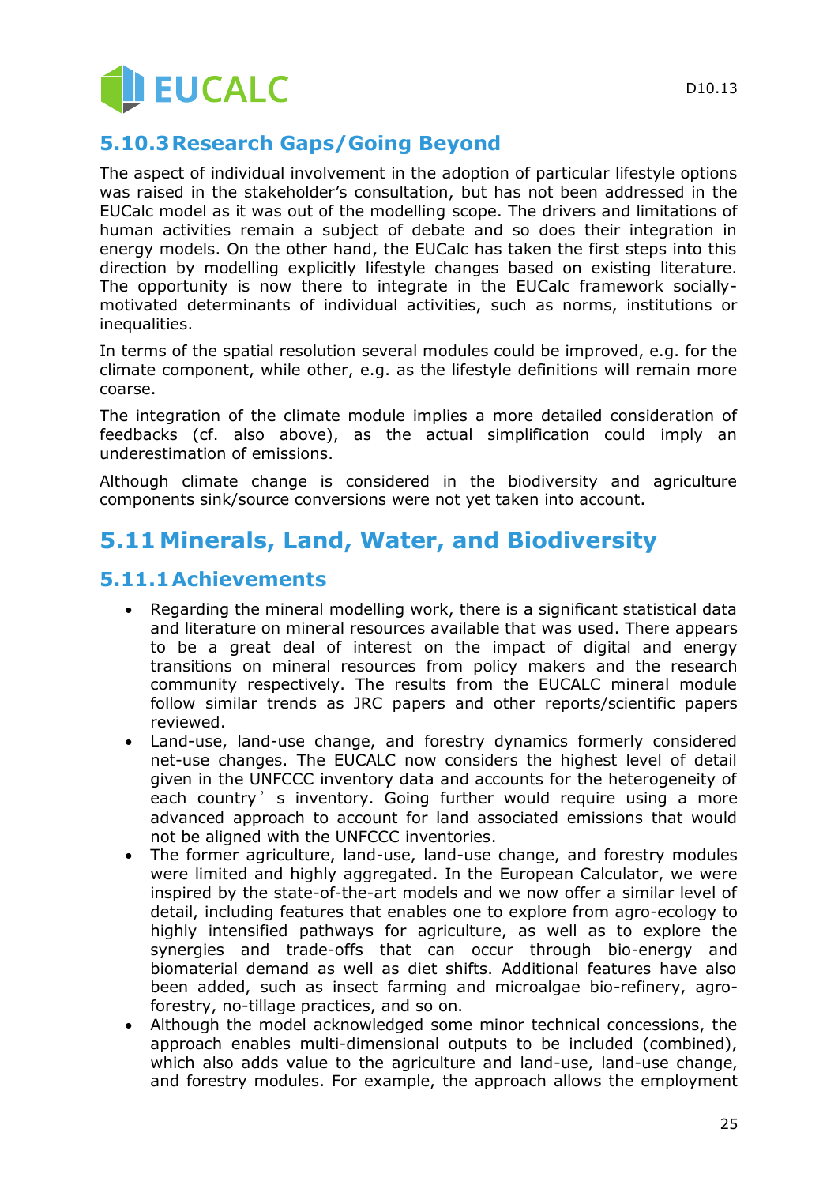### 5.10.3 Research Gaps/Going Beyond

The aspect of individual involvement in the adoption of particular lifestyle options was raised in the stakeholder's consultation, but has not been addressed in the EUCalc model as it was out of the modelling scope. The drivers and limitations of human activities remain a subject of debate and so does their integration in energy models. On the other hand, the EUCalc has taken the first steps into this direction by modelling explicitly lifestyle changes based on existing literature. The opportunity is now there to integrate in the EUCalc framework socially-motivated determinants of individual activities, such as norms, institutions or inequalities.

In terms of the spatial resolution several modules could be improved, e.g. for the climate component, while other, e.g. as the lifestyle definitions will remain more coarse.

The integration of the climate module implies a more detailed consideration of feedbacks (cf. also above), as the actual simplification could imply an underestimation of emissions.

Although climate change is considered in the biodiversity and agriculture components sink/source conversions were not yet taken into account.

## 5.11 Minerals, Land, Water, and Biodiversity

### 5.11.1 Achievements

- Regarding the mineral modelling work, there is a significant statistical data and literature on mineral resources available that was used. There appears to be a great deal of interest on the impact of digital and energy transitions on mineral resources from policy makers and the research community respectively. The results from the EUCALC mineral module follow similar trends as JRC papers and other reports/scientific papers reviewed.
- Land-use, land-use change, and forestry dynamics formerly considered net-use changes. The EUCALC now considers the highest level of detail given in the UNFCCC inventory data and accounts for the heterogeneity of each country's inventory. Going further would require using a more advanced approach to account for land associated emissions that would not be aligned with the UNFCCC inventories.
- The former agriculture, land-use, land-use change, and forestry modules were limited and highly aggregated. In the European Calculator, we were inspired by the state-of-the-art models and we now offer a similar level of detail, including features that enables one to explore from agro-ecology to highly intensified pathways for agriculture, as well as to explore the synergies and trade-offs that can occur through bio-energy and biomaterial demand as well as diet shifts. Additional features have also been added, such as insect farming and microalgae bio-refinery, agro-forestry, no-tillage practices, and so on.
- Although the model acknowledged some minor technical concessions, the approach enables multi-dimensional outputs to be included (combined), which also adds value to the agriculture and land-use, land-use change, and forestry modules. For example, the approach allows the employment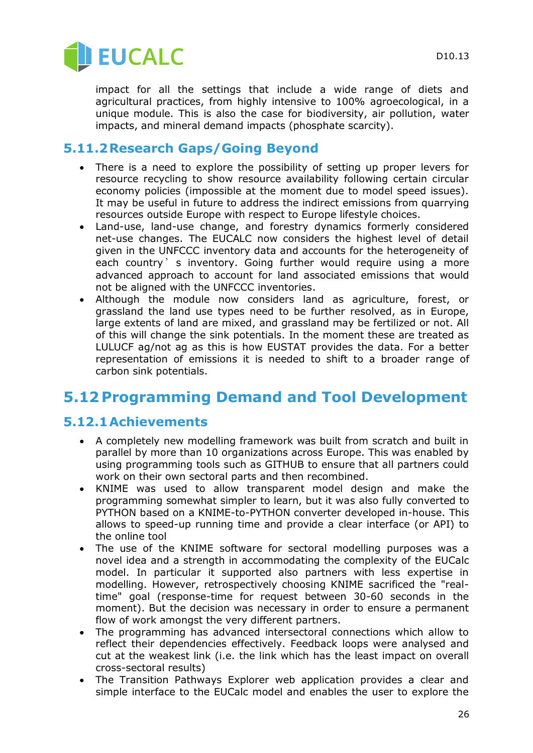impact for all the settings that include a wide range of diets and agricultural practices, from highly intensive to 100% agroecological, in a unique module. This is also the case for biodiversity, air pollution, water impacts, and mineral demand impacts (phosphate scarcity).

### 5.11.2 Research Gaps/Going Beyond

- There is a need to explore the possibility of setting up proper levers for resource recycling to show resource availability following certain circular economy policies (impossible at the moment due to model speed issues). It may be useful in future to address the indirect emissions from quarrying resources outside Europe with respect to Europe lifestyle choices.
- Land-use, land-use change, and forestry dynamics formerly considered net-use changes. The EUCALC now considers the highest level of detail given in the UNFCCC inventory data and accounts for the heterogeneity of each country ' s inventory. Going further would require using a more advanced approach to account for land associated emissions that would not be aligned with the UNFCCC inventories.
- Although the module now considers land as agriculture, forest, or grassland the land use types need to be further resolved, as in Europe, large extents of land are mixed, and grassland may be fertilized or not. All of this will change the sink potentials. In the moment these are treated as LULUCF ag/not ag as this is how EUSTAT provides the data. For a better representation of emissions it is needed to shift to a broader range of carbon sink potentials.

## 5.12 Programming Demand and Tool Development

### 5.12.1 Achievements

- A completely new modelling framework was built from scratch and built in parallel by more than 10 organizations across Europe. This was enabled by using programming tools such as GITHUB to ensure that all partners could work on their own sectoral parts and then recombined.
- KNIME was used to allow transparent model design and make the programming somewhat simpler to learn, but it was also fully converted to PYTHON based on a KNIME-to-PYTHON converter developed in-house. This allows to speed-up running time and provide a clear interface (or API) to the online tool
- The use of the KNIME software for sectoral modelling purposes was a novel idea and a strength in accommodating the complexity of the EUCalc model. In particular it supported also partners with less expertise in modelling. However, retrospectively choosing KNIME sacrificed the "real-time" goal (response-time for request between 30-60 seconds in the moment). But the decision was necessary in order to ensure a permanent flow of work amongst the very different partners.
- The programming has advanced intersectoral connections which allow to reflect their dependencies effectively. Feedback loops were analysed and cut at the weakest link (i.e. the link which has the least impact on overall cross-sectoral results)
- The Transition Pathways Explorer web application provides a clear and simple interface to the EUCalc model and enables the user to explore the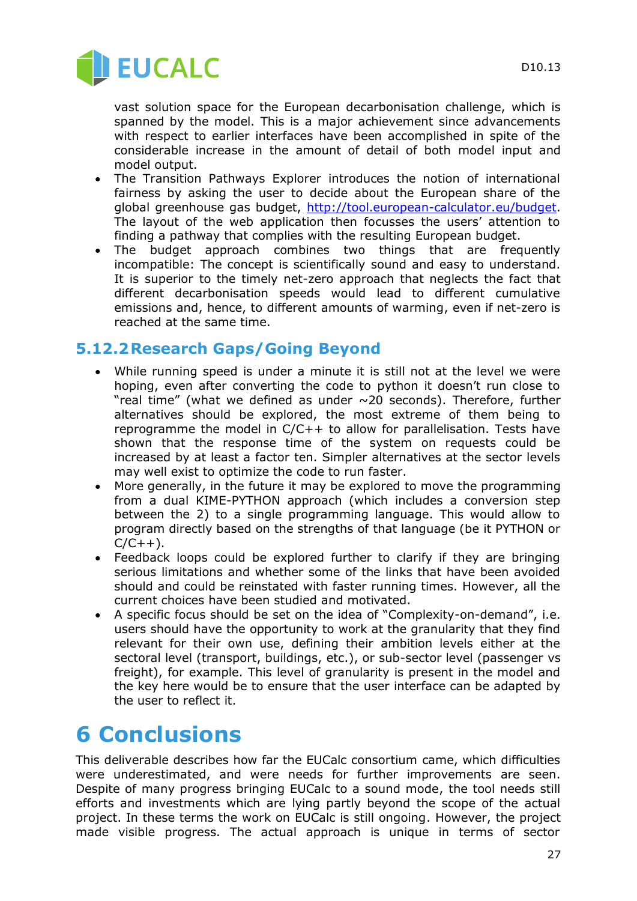vast solution space for the European decarbonisation challenge, which is spanned by the model. This is a major achievement since advancements with respect to earlier interfaces have been accomplished in spite of the considerable increase in the amount of detail of both model input and model output.

- The Transition Pathways Explorer introduces the notion of international fairness by asking the user to decide about the European share of the global greenhouse gas budget, [http://tool.european-calculator.eu/budget](http://tool.european-calculator.eu/budget). The layout of the web application then focusses the users' attention to finding a pathway that complies with the resulting European budget.
- The budget approach combines two things that are frequently incompatible: The concept is scientifically sound and easy to understand. It is superior to the timely net-zero approach that neglects the fact that different decarbonisation speeds would lead to different cumulative emissions and, hence, to different amounts of warming, even if net-zero is reached at the same time.

### 5.12.2 Research Gaps/Going Beyond

- While running speed is under a minute it is still not at the level we were hoping, even after converting the code to python it doesn't run close to "real time" (what we defined as under ~20 seconds). Therefore, further alternatives should be explored, the most extreme of them being to reprogramme the model in C/C++ to allow for parallelisation. Tests have shown that the response time of the system on requests could be increased by at least a factor ten. Simpler alternatives at the sector levels may well exist to optimize the code to run faster.
- More generally, in the future it may be explored to move the programming from a dual KIME-PYTHON approach (which includes a conversion step between the 2) to a single programming language. This would allow to program directly based on the strengths of that language (be it PYTHON or C/C++).
- Feedback loops could be explored further to clarify if they are bringing serious limitations and whether some of the links that have been avoided should and could be reinstated with faster running times. However, all the current choices have been studied and motivated.
- A specific focus should be set on the idea of "Complexity-on-demand", i.e. users should have the opportunity to work at the granularity that they find relevant for their own use, defining their ambition levels either at the sectoral level (transport, buildings, etc.), or sub-sector level (passenger vs freight), for example. This level of granularity is present in the model and the key here would be to ensure that the user interface can be adapted by the user to reflect it.

# 6 Conclusions

This deliverable describes how far the EUCalc consortium came, which difficulties were underestimated, and were needs for further improvements are seen. Despite of many progress bringing EUCalc to a sound mode, the tool needs still efforts and investments which are lying partly beyond the scope of the actual project. In these terms the work on EUCalc is still ongoing. However, the project made visible progress. The actual approach is unique in terms of sector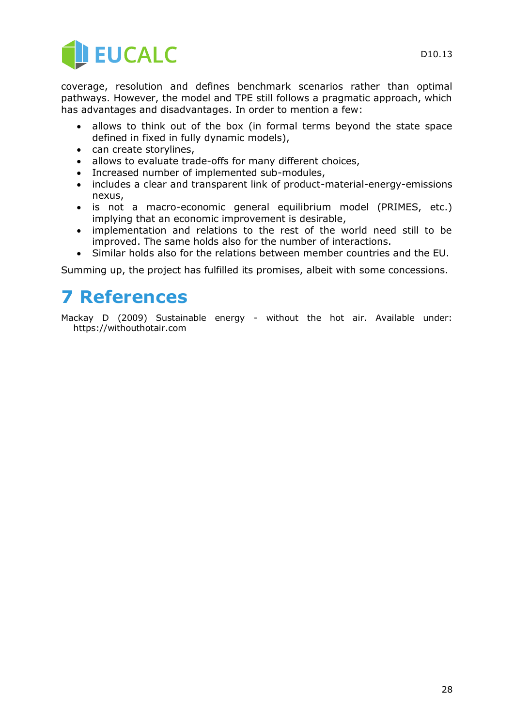coverage, resolution and defines benchmark scenarios rather than optimal pathways. However, the model and TPE still follows a pragmatic approach, which has advantages and disadvantages. In order to mention a few:

- allows to think out of the box (in formal terms beyond the state space defined in fixed in fully dynamic models),
- can create storylines,
- allows to evaluate trade-offs for many different choices,
- Increased number of implemented sub-modules,
- includes a clear and transparent link of product-material-energy-emissions nexus,
- is not a macro-economic general equilibrium model (PRIMES, etc.) implying that an economic improvement is desirable,
- implementation and relations to the rest of the world need still to be improved. The same holds also for the number of interactions.
- Similar holds also for the relations between member countries and the EU.

Summing up, the project has fulfilled its promises, albeit with some concessions.

# 7 References

Mackay D (2009) Sustainable energy - without the hot air. Available under: https://withouthotair.com